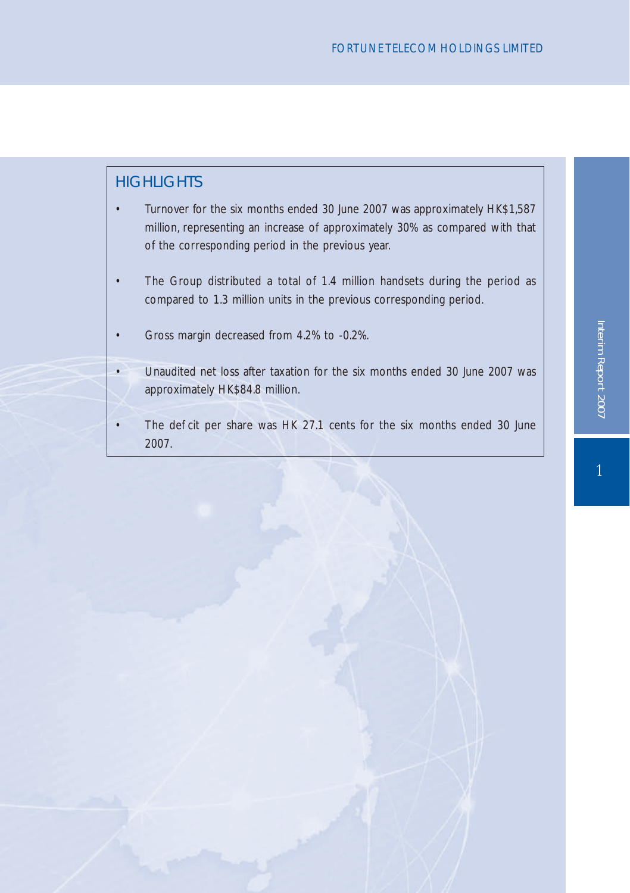## HIGHLIGHTS

- Turnover for the six months ended 30 June 2007 was approximately HK$1,587 million, representing an increase of approximately 30% as compared with that of the corresponding period in the previous year.
- The Group distributed a total of 1.4 million handsets during the period as compared to 1.3 million units in the previous corresponding period.
- Gross margin decreased from 4.2% to -0.2%.
- Unaudited net loss after taxation for the six months ended 30 June 2007 was approximately HK$84.8 million.
- The deficit per share was HK 27.1 cents for the six months ended 30 June 2007.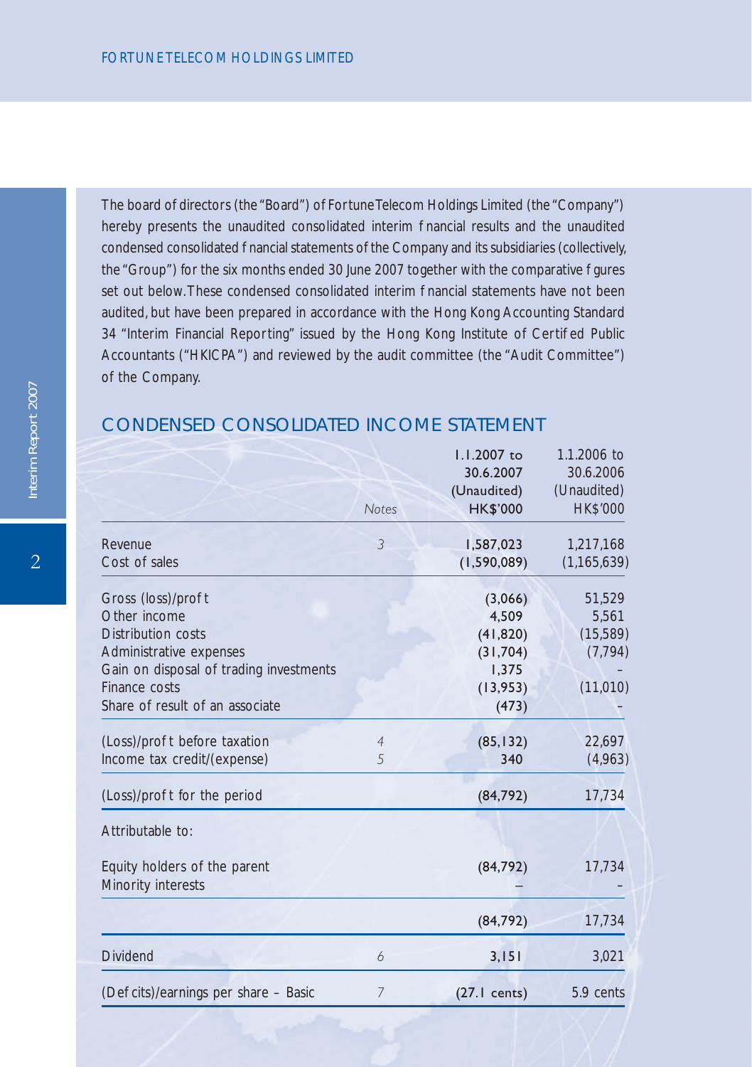The board of directors (the "Board") of Fortune Telecom Holdings Limited (the "Company") hereby presents the unaudited consolidated interim financial results and the unaudited condensed consolidated financial statements of the Company and its subsidiaries (collectively, the "Group") for the six months ended 30 June 2007 together with the comparative figures set out below. These condensed consolidated interim financial statements have not been audited, but have been prepared in accordance with the Hong Kong Accounting Standard 34 "Interim Financial Reporting" issued by the Hong Kong Institute of Certified Public Accountants ("HKICPA") and reviewed by the audit committee (the "Audit Committee") of the Company.

## CONDENSED CONSOLIDATED INCOME STATEMENT

| | Notes | 1.1.2007 to 30.6.2007 (Unaudited) HK$'000 | 1.1.2006 to 30.6.2006 (Unaudited) HK$'000 |
|---|---|---|---|
| Revenue | 3 | 1,587,023 | 1,217,168 |
| Cost of sales | | (1,590,089) | (1,165,639) |
| Gross (loss)/profit | | (3,066) | 51,529 |
| Other income | | 4,509 | 5,561 |
| Distribution costs | | (41,820) | (15,589) |
| Administrative expenses | | (31,704) | (7,794) |
| Gain on disposal of trading investments | | 1,375 | – |
| Finance costs | | (13,953) | (11,010) |
| Share of result of an associate | | (473) | – |
| (Loss)/profit before taxation | 4 | (85,132) | 22,697 |
| Income tax credit/(expense) | 5 | 340 | (4,963) |
| (Loss)/profit for the period | | (84,792) | 17,734 |
| Attributable to: | | | |
| Equity holders of the parent | | (84,792) | 17,734 |
| Minority interests | | – | – |
| | | (84,792) | 17,734 |
| Dividend | 6 | 3,151 | 3,021 |
| (Deficits)/earnings per share – Basic | 7 | (27.1 cents) | 5.9 cents |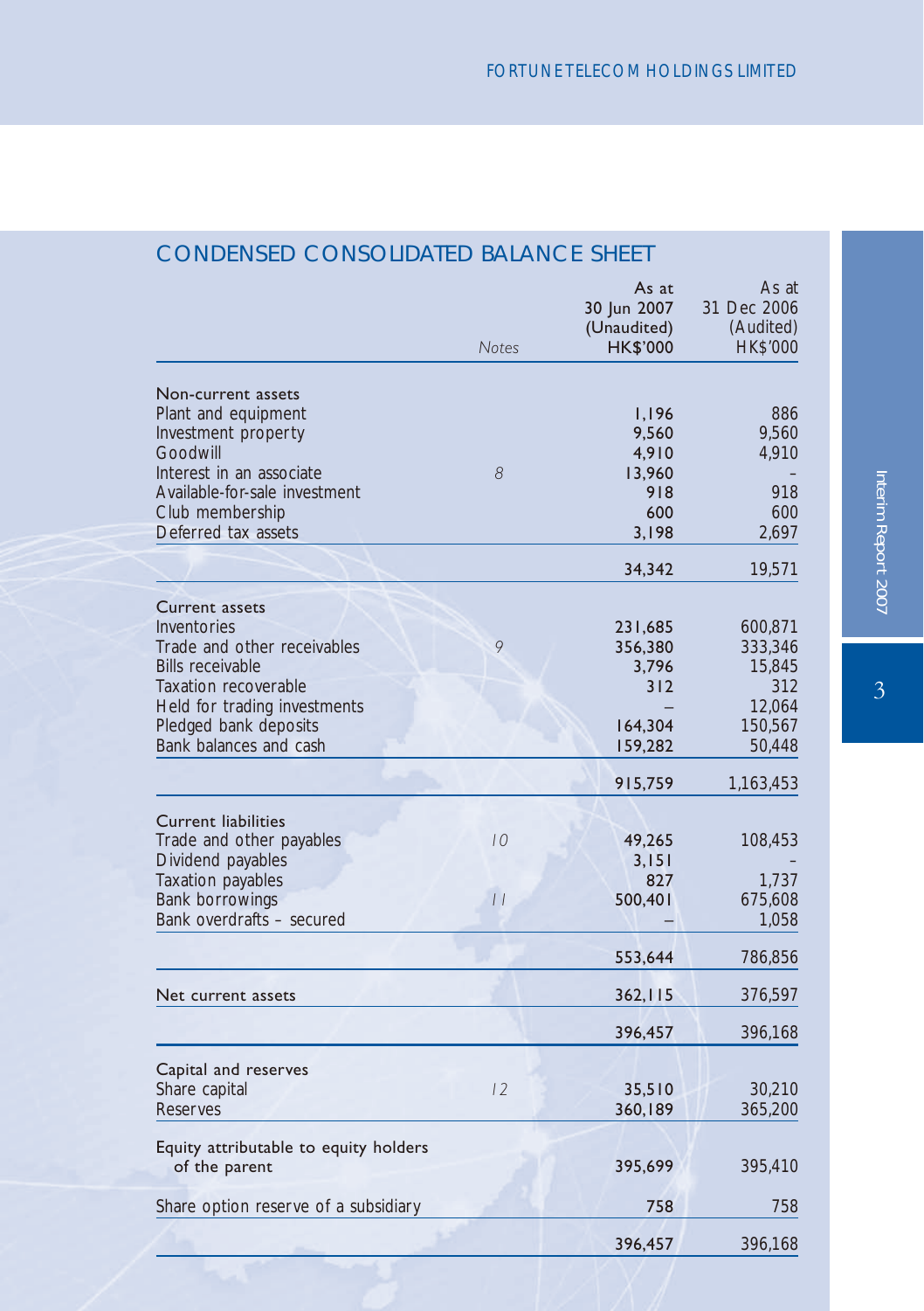## CONDENSED CONSOLIDATED BALANCE SHEET

| | Notes | As at 30 Jun 2007 (Unaudited) HK$'000 | As at 31 Dec 2006 (Audited) HK$'000 |
|---|---|---|---|
| **Non-current assets** | | | |
| Plant and equipment | | 1,196 | 886 |
| Investment property | | 9,560 | 9,560 |
| Goodwill | | 4,910 | 4,910 |
| Interest in an associate | 8 | 13,960 | – |
| Available-for-sale investment | | 918 | 918 |
| Club membership | | 600 | 600 |
| Deferred tax assets | | 3,198 | 2,697 |
| | | 34,342 | 19,571 |
| **Current assets** | | | |
| Inventories | | 231,685 | 600,871 |
| Trade and other receivables | 9 | 356,380 | 333,346 |
| Bills receivable | | 3,796 | 15,845 |
| Taxation recoverable | | 312 | 312 |
| Held for trading investments | | – | 12,064 |
| Pledged bank deposits | | 164,304 | 150,567 |
| Bank balances and cash | | 159,282 | 50,448 |
| | | 915,759 | 1,163,453 |
| **Current liabilities** | | | |
| Trade and other payables | 10 | 49,265 | 108,453 |
| Dividend payables | | 3,151 | – |
| Taxation payables | | 827 | 1,737 |
| Bank borrowings | 11 | 500,401 | 675,608 |
| Bank overdrafts – secured | | – | 1,058 |
| | | 553,644 | 786,856 |
| Net current assets | | 362,115 | 376,597 |
| | | 396,457 | 396,168 |
| **Capital and reserves** | | | |
| Share capital | 12 | 35,510 | 30,210 |
| Reserves | | 360,189 | 365,200 |
| Equity attributable to equity holders of the parent | | 395,699 | 395,410 |
| Share option reserve of a subsidiary | | 758 | 758 |
| | | 396,457 | 396,168 |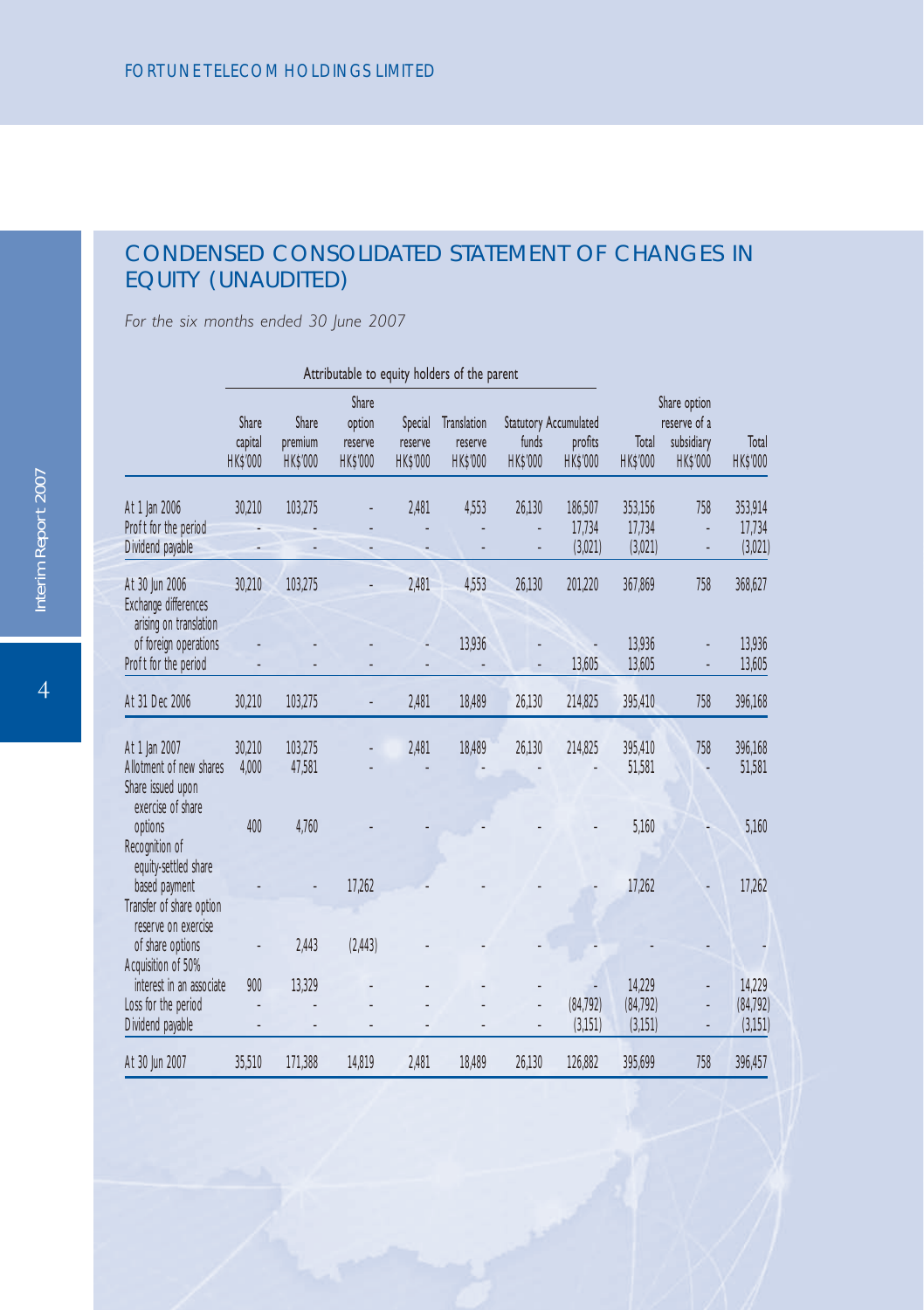# CONDENSED CONSOLIDATED STATEMENT OF CHANGES IN EQUITY (UNAUDITED)

*For the six months ended 30 June 2007*

| | Attributable to equity holders of the parent | | | | | | | | | |
|---|---|---|---|---|---|---|---|---|---|---|
| | Share capital HK$'000 | Share premium HK$'000 | Share option reserve HK$'000 | Special reserve HK$'000 | Translation reserve HK$'000 | Statutory funds HK$'000 | Accumulated profits HK$'000 | Total HK$'000 | Share option reserve of a subsidiary HK$'000 | Total HK$'000 |
| At 1 Jan 2006 | 30,210 | 103,275 | - | 2,481 | 4,553 | 26,130 | 186,507 | 353,156 | 758 | 353,914 |
| Profit for the period | - | - | - | - | - | - | 17,734 | 17,734 | - | 17,734 |
| Dividend payable | - | - | - | - | - | - | (3,021) | (3,021) | - | (3,021) |
| At 30 Jun 2006 | 30,210 | 103,275 | - | 2,481 | 4,553 | 26,130 | 201,220 | 367,869 | 758 | 368,627 |
| Exchange differences arising on translation of foreign operations | - | - | - | - | 13,936 | - | - | 13,936 | - | 13,936 |
| Profit for the period | - | - | - | - | - | - | 13,605 | 13,605 | - | 13,605 |
| At 31 Dec 2006 | 30,210 | 103,275 | - | 2,481 | 18,489 | 26,130 | 214,825 | 395,410 | 758 | 396,168 |
| At 1 Jan 2007 | 30,210 | 103,275 | - | 2,481 | 18,489 | 26,130 | 214,825 | 395,410 | 758 | 396,168 |
| Allotment of new shares | 4,000 | 47,581 | - | - | - | - | - | 51,581 | - | 51,581 |
| Share issued upon exercise of share options | 400 | 4,760 | - | - | - | - | - | 5,160 | - | 5,160 |
| Recognition of equity-settled share based payment | - | - | 17,262 | - | - | - | - | 17,262 | - | 17,262 |
| Transfer of share option reserve on exercise of share options | - | 2,443 | (2,443) | - | - | - | - | - | - | - |
| Acquisition of 50% interest in an associate | 900 | 13,329 | - | - | - | - | - | 14,229 | - | 14,229 |
| Loss for the period | - | - | - | - | - | - | (84,792) | (84,792) | - | (84,792) |
| Dividend payable | - | - | - | - | - | - | (3,151) | (3,151) | - | (3,151) |
| At 30 Jun 2007 | 35,510 | 171,388 | 14,819 | 2,481 | 18,489 | 26,130 | 126,882 | 395,699 | 758 | 396,457 |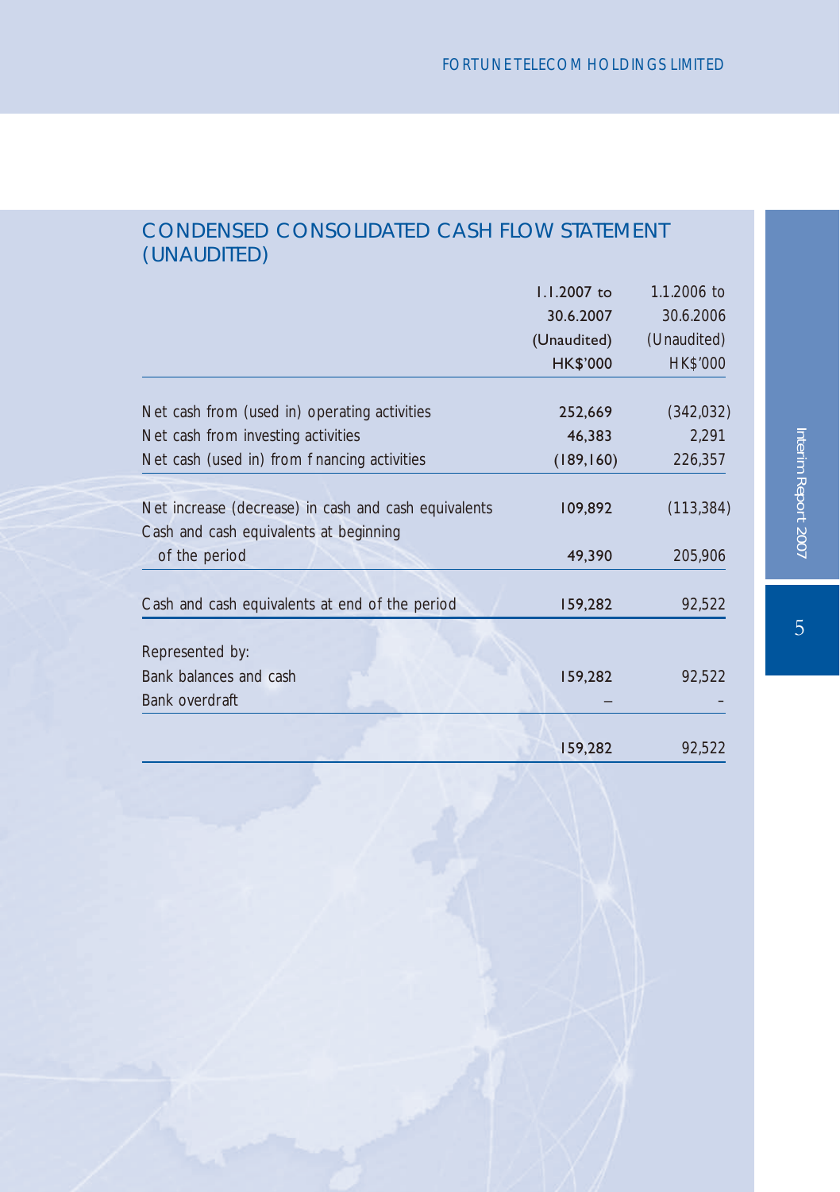## CONDENSED CONSOLIDATED CASH FLOW STATEMENT (UNAUDITED)

| | 1.1.2007 to 30.6.2007 (Unaudited) HK$'000 | 1.1.2006 to 30.6.2006 (Unaudited) HK$'000 |
|---|---|---|
| Net cash from (used in) operating activities | 252,669 | (342,032) |
| Net cash from investing activities | 46,383 | 2,291 |
| Net cash (used in) from financing activities | (189,160) | 226,357 |
| Net increase (decrease) in cash and cash equivalents | 109,892 | (113,384) |
| Cash and cash equivalents at beginning of the period | 49,390 | 205,906 |
| Cash and cash equivalents at end of the period | 159,282 | 92,522 |
| Represented by: | | |
| Bank balances and cash | 159,282 | 92,522 |
| Bank overdraft | – | – |
| | 159,282 | 92,522 |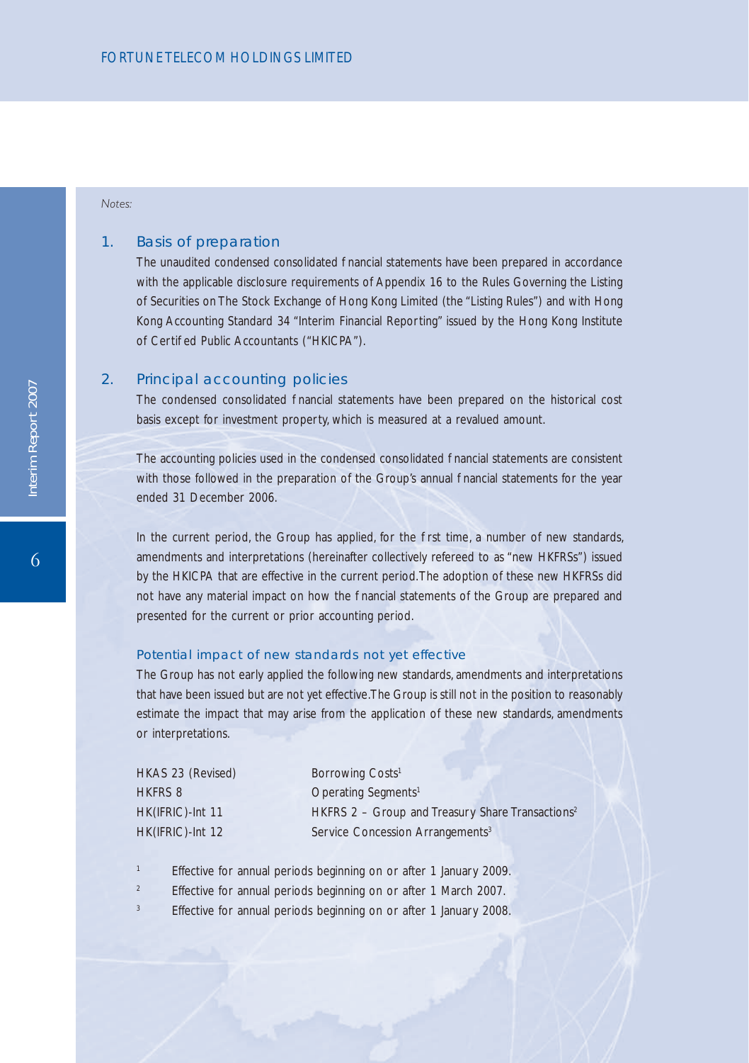*Notes:*

## 1. Basis of preparation

The unaudited condensed consolidated financial statements have been prepared in accordance with the applicable disclosure requirements of Appendix 16 to the Rules Governing the Listing of Securities on The Stock Exchange of Hong Kong Limited (the "Listing Rules") and with Hong Kong Accounting Standard 34 "Interim Financial Reporting" issued by the Hong Kong Institute of Certified Public Accountants ("HKICPA").

## 2. Principal accounting policies

The condensed consolidated financial statements have been prepared on the historical cost basis except for investment property, which is measured at a revalued amount.

The accounting policies used in the condensed consolidated financial statements are consistent with those followed in the preparation of the Group's annual financial statements for the year ended 31 December 2006.

In the current period, the Group has applied, for the first time, a number of new standards, amendments and interpretations (hereinafter collectively refereed to as "new HKFRSs") issued by the HKICPA that are effective in the current period. The adoption of these new HKFRSs did not have any material impact on how the financial statements of the Group are prepared and presented for the current or prior accounting period.

### Potential impact of new standards not yet effective

The Group has not early applied the following new standards, amendments and interpretations that have been issued but are not yet effective. The Group is still not in the position to reasonably estimate the impact that may arise from the application of these new standards, amendments or interpretations.

| | |
|---|---|
| HKAS 23 (Revised) | Borrowing Costs[1] |
| HKFRS 8 | Operating Segments[1] |
| HK(IFRIC)-Int 11 | HKFRS 2 – Group and Treasury Share Transactions[2] |
| HK(IFRIC)-Int 12 | Service Concession Arrangements[3] |

[1] Effective for annual periods beginning on or after 1 January 2009.

[2] Effective for annual periods beginning on or after 1 March 2007.

[3] Effective for annual periods beginning on or after 1 January 2008.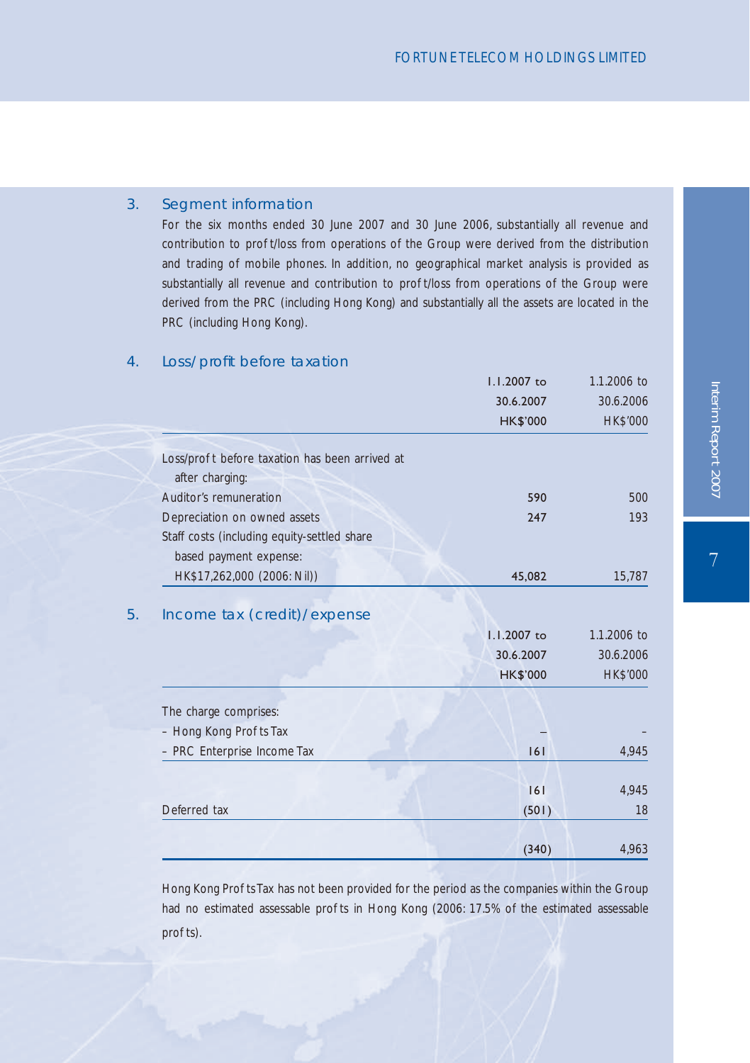## 3. Segment information

For the six months ended 30 June 2007 and 30 June 2006, substantially all revenue and contribution to profit/loss from operations of the Group were derived from the distribution and trading of mobile phones. In addition, no geographical market analysis is provided as substantially all revenue and contribution to profit/loss from operations of the Group were derived from the PRC (including Hong Kong) and substantially all the assets are located in the PRC (including Hong Kong).

## 4. Loss/profit before taxation

| | 1.1.2007 to 30.6.2007 HK$'000 | 1.1.2006 to 30.6.2006 HK$'000 |
|---|---|---|
| Loss/profit before taxation has been arrived at after charging: | | |
| Auditor's remuneration | 590 | 500 |
| Depreciation on owned assets | 247 | 193 |
| Staff costs (including equity-settled share based payment expense: HK$17,262,000 (2006: Nil)) | 45,082 | 15,787 |

## 5. Income tax (credit)/expense

| | 1.1.2007 to 30.6.2007 HK$'000 | 1.1.2006 to 30.6.2006 HK$'000 |
|---|---|---|
| The charge comprises: | | |
| – Hong Kong Profits Tax | – | – |
| – PRC Enterprise Income Tax | 161 | 4,945 |
| | 161 | 4,945 |
| Deferred tax | (501) | 18 |
| | (340) | 4,963 |

Hong Kong Profits Tax has not been provided for the period as the companies within the Group had no estimated assessable profits in Hong Kong (2006: 17.5% of the estimated assessable profits).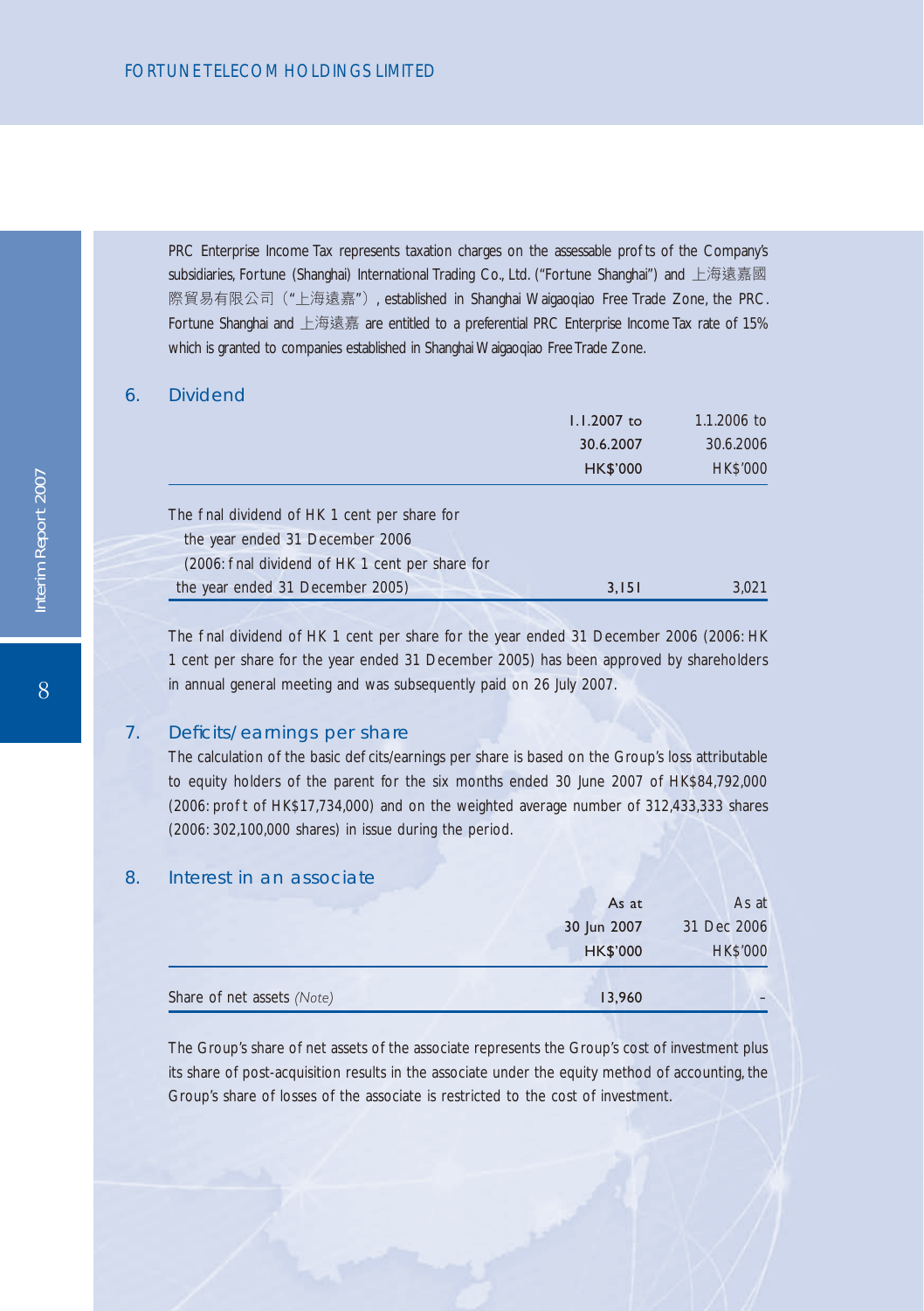PRC Enterprise Income Tax represents taxation charges on the assessable profits of the Company's subsidiaries, Fortune (Shanghai) International Trading Co., Ltd. ("Fortune Shanghai") and 上海遠嘉國際貿易有限公司（"上海遠嘉"）, established in Shanghai Waigaoqiao Free Trade Zone, the PRC. Fortune Shanghai and 上海遠嘉 are entitled to a preferential PRC Enterprise Income Tax rate of 15% which is granted to companies established in Shanghai Waigaoqiao Free Trade Zone.

## 6. Dividend

| | 1.1.2007 to 30.6.2007 HK$'000 | 1.1.2006 to 30.6.2006 HK$'000 |
|---|---|---|
| The final dividend of HK 1 cent per share for the year ended 31 December 2006 (2006: final dividend of HK 1 cent per share for the year ended 31 December 2005) | 3,151 | 3,021 |

The final dividend of HK 1 cent per share for the year ended 31 December 2006 (2006: HK 1 cent per share for the year ended 31 December 2005) has been approved by shareholders in annual general meeting and was subsequently paid on 26 July 2007.

## 7. Deficits/earnings per share

The calculation of the basic deficits/earnings per share is based on the Group's loss attributable to equity holders of the parent for the six months ended 30 June 2007 of HK$84,792,000 (2006: profit of HK$17,734,000) and on the weighted average number of 312,433,333 shares (2006: 302,100,000 shares) in issue during the period.

## 8. Interest in an associate

| | As at 30 Jun 2007 HK$'000 | As at 31 Dec 2006 HK$'000 |
|---|---|---|
| Share of net assets *(Note)* | 13,960 | – |

The Group's share of net assets of the associate represents the Group's cost of investment plus its share of post-acquisition results in the associate under the equity method of accounting, the Group's share of losses of the associate is restricted to the cost of investment.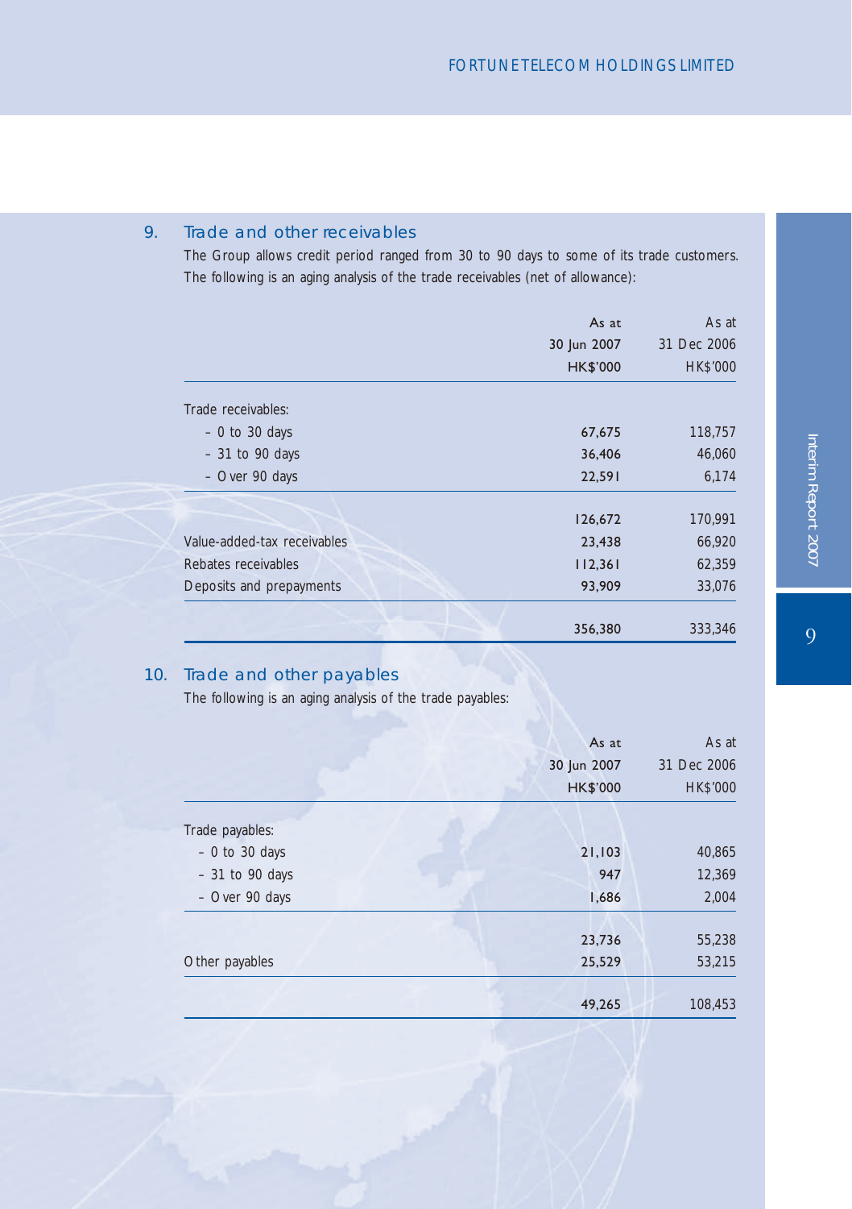## 9. Trade and other receivables

The Group allows credit period ranged from 30 to 90 days to some of its trade customers. The following is an aging analysis of the trade receivables (net of allowance):

| | As at 30 Jun 2007 HK$'000 | As at 31 Dec 2006 HK$'000 |
|---|---|---|
| Trade receivables: | | |
| – 0 to 30 days | 67,675 | 118,757 |
| – 31 to 90 days | 36,406 | 46,060 |
| – Over 90 days | 22,591 | 6,174 |
| | 126,672 | 170,991 |
| Value-added-tax receivables | 23,438 | 66,920 |
| Rebates receivables | 112,361 | 62,359 |
| Deposits and prepayments | 93,909 | 33,076 |
| | 356,380 | 333,346 |

## 10. Trade and other payables

The following is an aging analysis of the trade payables:

| | As at 30 Jun 2007 HK$'000 | As at 31 Dec 2006 HK$'000 |
|---|---|---|
| Trade payables: | | |
| – 0 to 30 days | 21,103 | 40,865 |
| – 31 to 90 days | 947 | 12,369 |
| – Over 90 days | 1,686 | 2,004 |
| | 23,736 | 55,238 |
| Other payables | 25,529 | 53,215 |
| | 49,265 | 108,453 |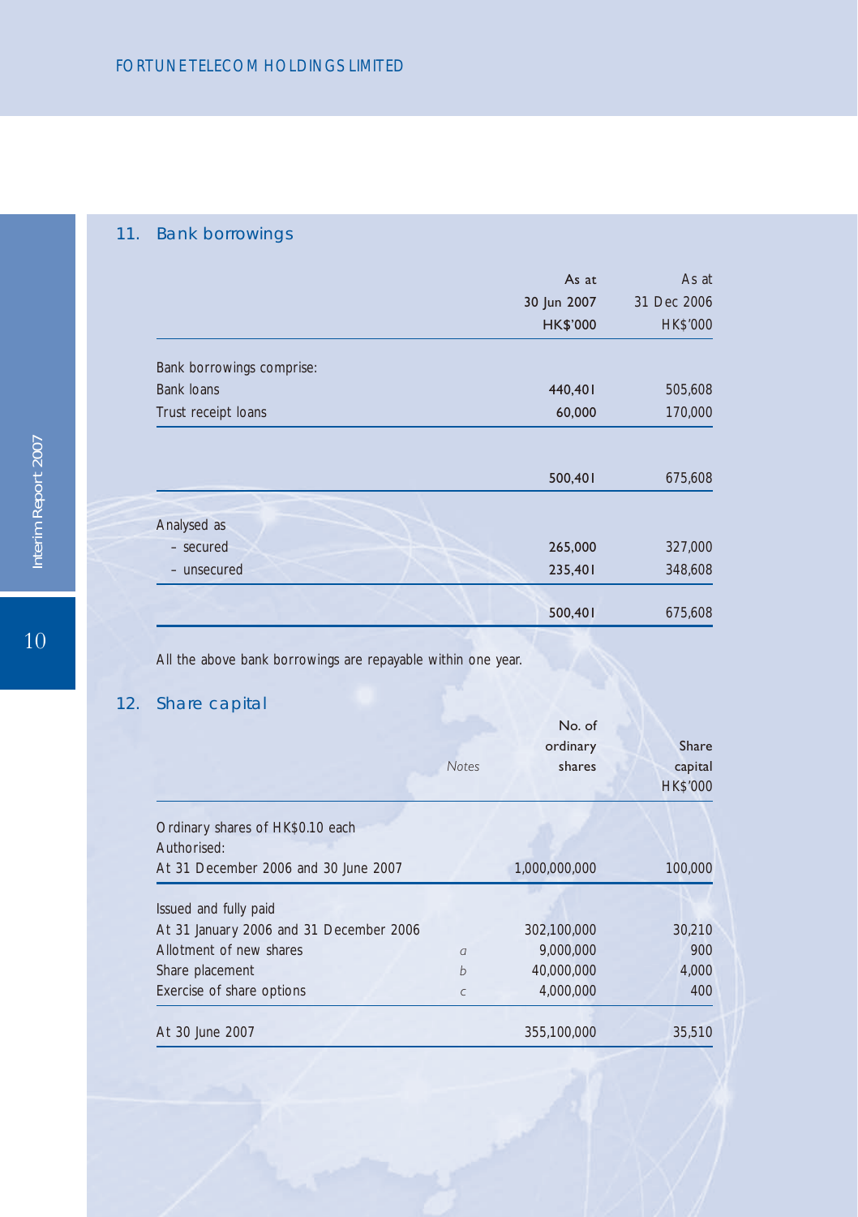## 11. Bank borrowings

| | As at 30 Jun 2007 HK$'000 | As at 31 Dec 2006 HK$'000 |
|---|---|---|
| Bank borrowings comprise: | | |
| Bank loans | 440,401 | 505,608 |
| Trust receipt loans | 60,000 | 170,000 |
| | 500,401 | 675,608 |
| Analysed as | | |
| – secured | 265,000 | 327,000 |
| – unsecured | 235,401 | 348,608 |
| | 500,401 | 675,608 |

All the above bank borrowings are repayable within one year.

## 12. Share capital

| | *Notes* | No. of ordinary shares | Share capital HK$'000 |
|---|---|---|---|
| Ordinary shares of HK$0.10 each | | | |
| Authorised: | | | |
| At 31 December 2006 and 30 June 2007 | | 1,000,000,000 | 100,000 |
| Issued and fully paid | | | |
| At 31 January 2006 and 31 December 2006 | | 302,100,000 | 30,210 |
| Allotment of new shares | *a* | 9,000,000 | 900 |
| Share placement | *b* | 40,000,000 | 4,000 |
| Exercise of share options | *c* | 4,000,000 | 400 |
| At 30 June 2007 | | 355,100,000 | 35,510 |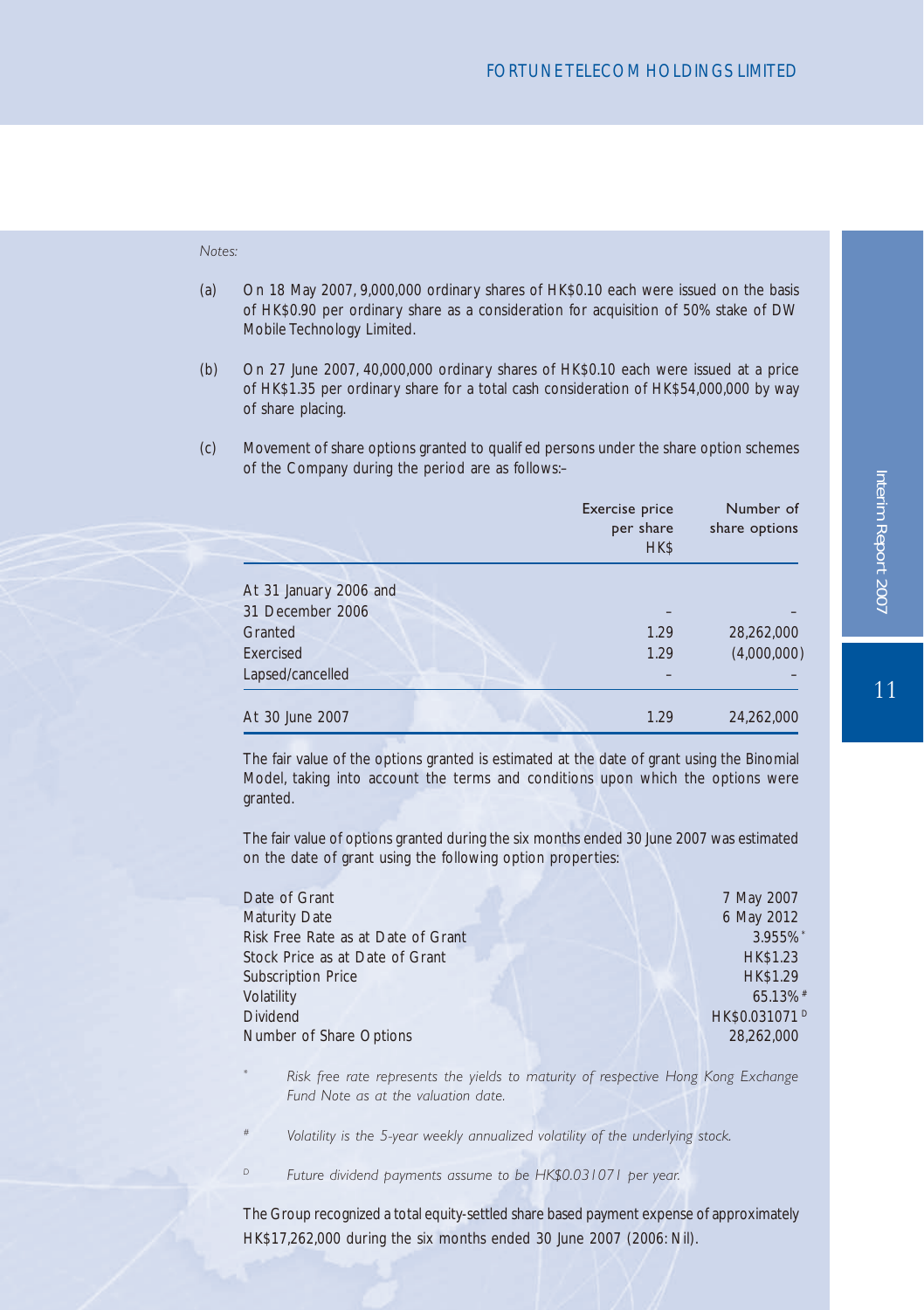*Notes:*

(a) On 18 May 2007, 9,000,000 ordinary shares of HK$0.10 each were issued on the basis of HK$0.90 per ordinary share as a consideration for acquisition of 50% stake of DW Mobile Technology Limited.

(b) On 27 June 2007, 40,000,000 ordinary shares of HK$0.10 each were issued at a price of HK$1.35 per ordinary share for a total cash consideration of HK$54,000,000 by way of share placing.

(c) Movement of share options granted to qualified persons under the share option schemes of the Company during the period are as follows:–

| | Exercise price per share HK$ | Number of share options |
|---|---|---|
| At 31 January 2006 and 31 December 2006 | – | – |
| Granted | 1.29 | 28,262,000 |
| Exercised | 1.29 | (4,000,000) |
| Lapsed/cancelled | – | – |
| At 30 June 2007 | 1.29 | 24,262,000 |

The fair value of the options granted is estimated at the date of grant using the Binomial Model, taking into account the terms and conditions upon which the options were granted.

The fair value of options granted during the six months ended 30 June 2007 was estimated on the date of grant using the following option properties:

| | |
|---|---|
| Date of Grant | 7 May 2007 |
| Maturity Date | 6 May 2012 |
| Risk Free Rate as at Date of Grant | 3.955%* |
| Stock Price as at Date of Grant | HK$1.23 |
| Subscription Price | HK$1.29 |
| Volatility | 65.13%# |
| Dividend | HK$0.031071D |
| Number of Share Options | 28,262,000 |

\* *Risk free rate represents the yields to maturity of respective Hong Kong Exchange Fund Note as at the valuation date.*

\# *Volatility is the 5-year weekly annualized volatility of the underlying stock.*

D *Future dividend payments assume to be HK$0.031071 per year.*

The Group recognized a total equity-settled share based payment expense of approximately HK$17,262,000 during the six months ended 30 June 2007 (2006: Nil).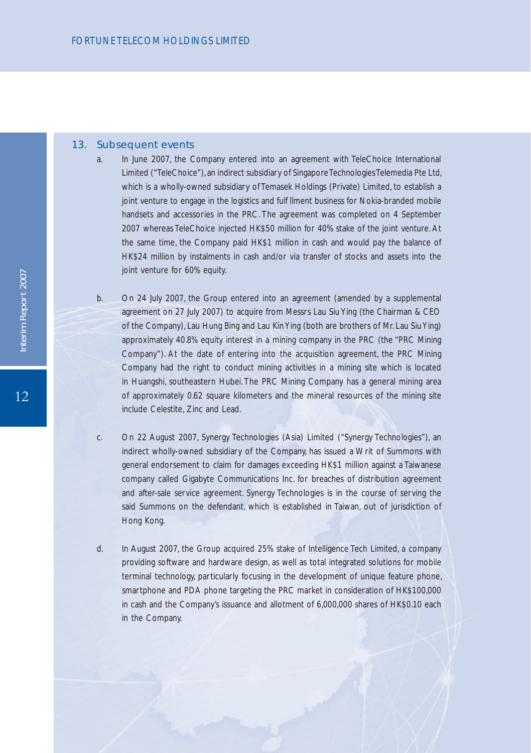## 13. Subsequent events

a. In June 2007, the Company entered into an agreement with TeleChoice International Limited ("TeleChoice"), an indirect subsidiary of Singapore Technologies Telemedia Pte Ltd, which is a wholly-owned subsidiary of Temasek Holdings (Private) Limited, to establish a joint venture to engage in the logistics and fulf llment business for Nokia-branded mobile handsets and accessories in the PRC. The agreement was completed on 4 September 2007 whereas TeleChoice injected HK$50 million for 40% stake of the joint venture. At the same time, the Company paid HK$1 million in cash and would pay the balance of HK$24 million by instalments in cash and/or via transfer of stocks and assets into the joint venture for 60% equity.

b. On 24 July 2007, the Group entered into an agreement (amended by a supplemental agreement on 27 July 2007) to acquire from Messrs Lau Siu Ying (the Chairman & CEO of the Company), Lau Hung Bing and Lau Kin Ying (both are brothers of Mr. Lau Siu Ying) approximately 40.8% equity interest in a mining company in the PRC (the "PRC Mining Company"). At the date of entering into the acquisition agreement, the PRC Mining Company had the right to conduct mining activities in a mining site which is located in Huangshi, southeastern Hubei. The PRC Mining Company has a general mining area of approximately 0.62 square kilometers and the mineral resources of the mining site include Celestite, Zinc and Lead.

c. On 22 August 2007, Synergy Technologies (Asia) Limited ("Synergy Technologies"), an indirect wholly-owned subsidiary of the Company, has issued a Writ of Summons with general endorsement to claim for damages exceeding HK$1 million against a Taiwanese company called Gigabyte Communications Inc. for breaches of distribution agreement and after-sale service agreement. Synergy Technologies is in the course of serving the said Summons on the defendant, which is established in Taiwan, out of jurisdiction of Hong Kong.

d. In August 2007, the Group acquired 25% stake of Intelligence Tech Limited, a company providing software and hardware design, as well as total integrated solutions for mobile terminal technology, particularly focusing in the development of unique feature phone, smartphone and PDA phone targeting the PRC market in consideration of HK$100,000 in cash and the Company's issuance and allotment of 6,000,000 shares of HK$0.10 each in the Company.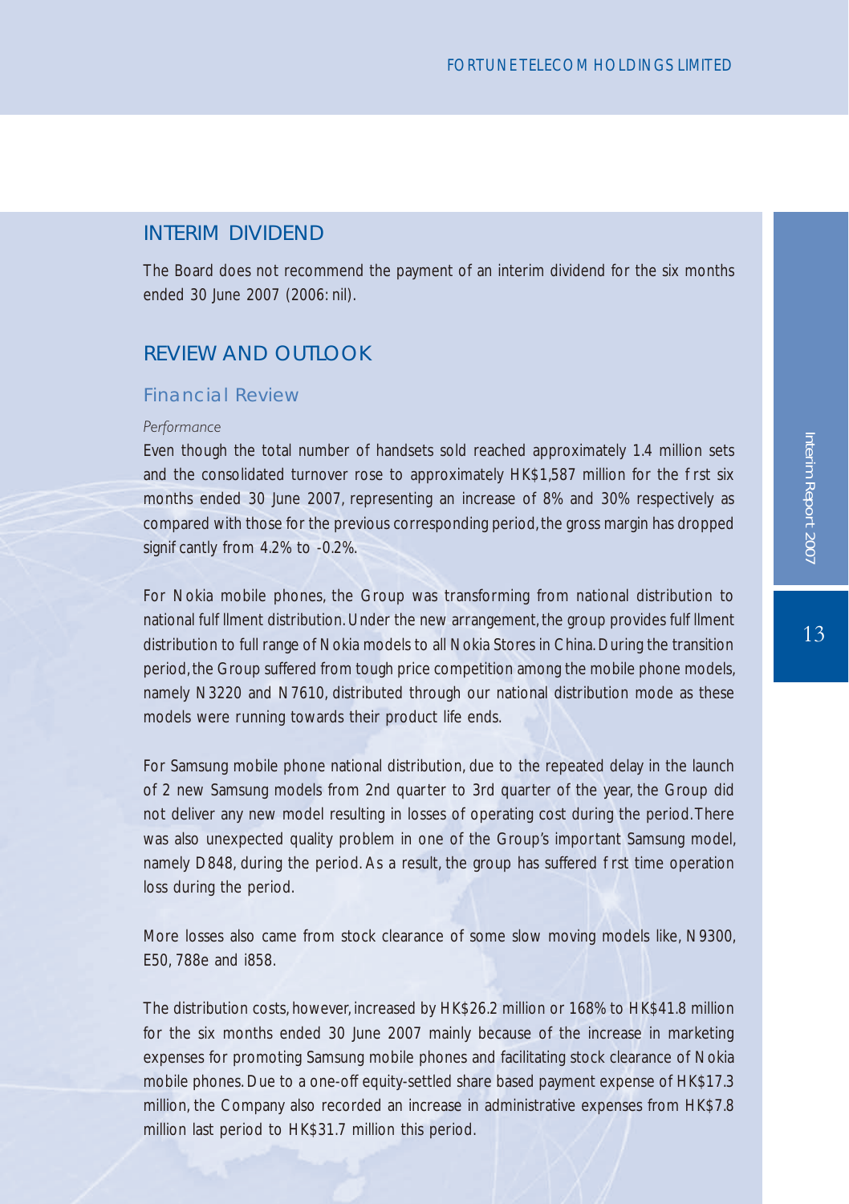## INTERIM DIVIDEND

The Board does not recommend the payment of an interim dividend for the six months ended 30 June 2007 (2006: nil).

## REVIEW AND OUTLOOK

### Financial Review

*Performance*

Even though the total number of handsets sold reached approximately 1.4 million sets and the consolidated turnover rose to approximately HK$1,587 million for the first six months ended 30 June 2007, representing an increase of 8% and 30% respectively as compared with those for the previous corresponding period, the gross margin has dropped significantly from 4.2% to -0.2%.

For Nokia mobile phones, the Group was transforming from national distribution to national fulfillment distribution. Under the new arrangement, the group provides fulfillment distribution to full range of Nokia models to all Nokia Stores in China. During the transition period, the Group suffered from tough price competition among the mobile phone models, namely N3220 and N7610, distributed through our national distribution mode as these models were running towards their product life ends.

For Samsung mobile phone national distribution, due to the repeated delay in the launch of 2 new Samsung models from 2nd quarter to 3rd quarter of the year, the Group did not deliver any new model resulting in losses of operating cost during the period. There was also unexpected quality problem in one of the Group's important Samsung model, namely D848, during the period. As a result, the group has suffered first time operation loss during the period.

More losses also came from stock clearance of some slow moving models like, N9300, E50, 788e and i858.

The distribution costs, however, increased by HK$26.2 million or 168% to HK$41.8 million for the six months ended 30 June 2007 mainly because of the increase in marketing expenses for promoting Samsung mobile phones and facilitating stock clearance of Nokia mobile phones. Due to a one-off equity-settled share based payment expense of HK$17.3 million, the Company also recorded an increase in administrative expenses from HK$7.8 million last period to HK$31.7 million this period.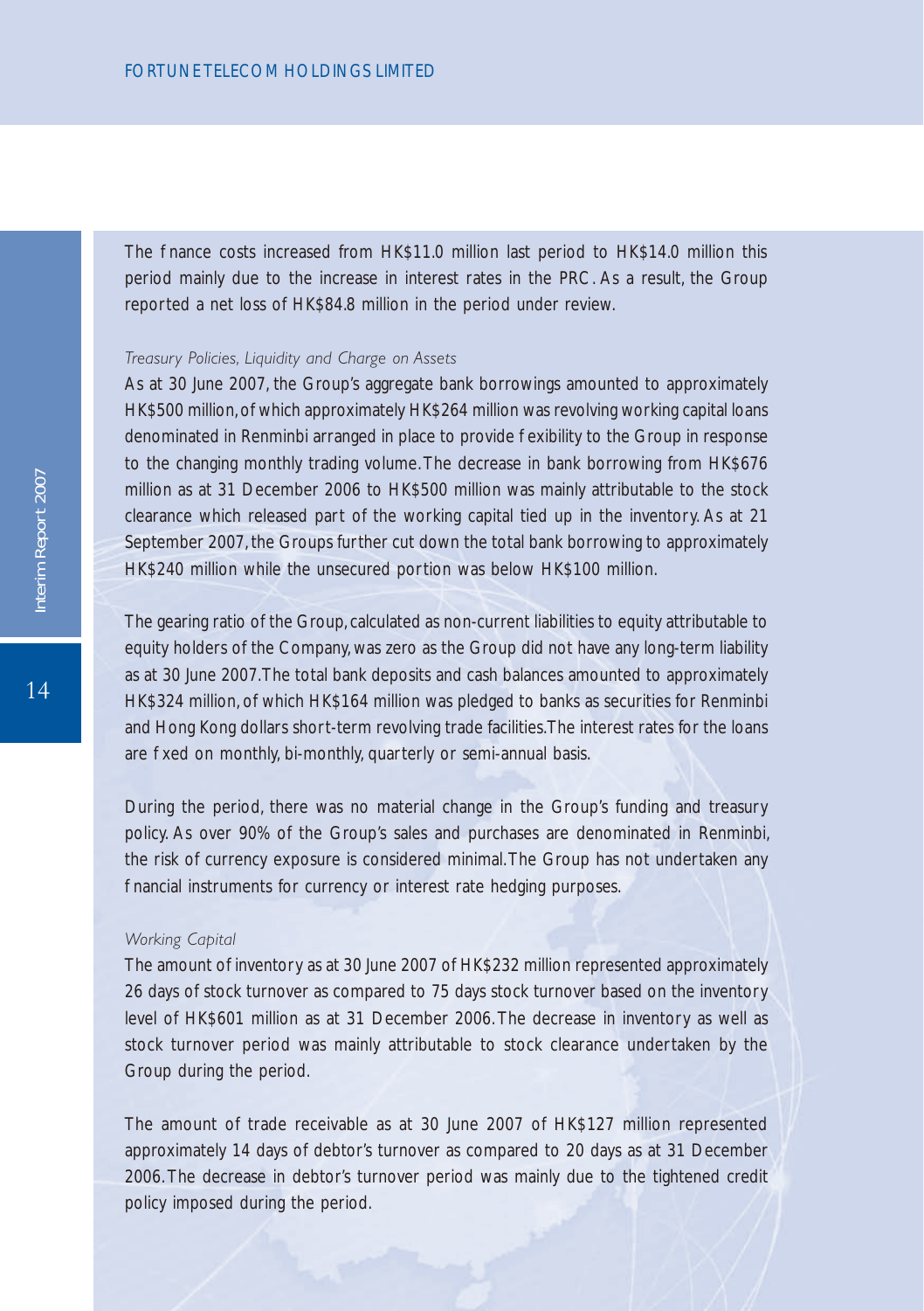The finance costs increased from HK$11.0 million last period to HK$14.0 million this period mainly due to the increase in interest rates in the PRC. As a result, the Group reported a net loss of HK$84.8 million in the period under review.

*Treasury Policies, Liquidity and Charge on Assets*

As at 30 June 2007, the Group's aggregate bank borrowings amounted to approximately HK$500 million, of which approximately HK$264 million was revolving working capital loans denominated in Renminbi arranged in place to provide flexibility to the Group in response to the changing monthly trading volume. The decrease in bank borrowing from HK$676 million as at 31 December 2006 to HK$500 million was mainly attributable to the stock clearance which released part of the working capital tied up in the inventory. As at 21 September 2007, the Groups further cut down the total bank borrowing to approximately HK$240 million while the unsecured portion was below HK$100 million.

The gearing ratio of the Group, calculated as non-current liabilities to equity attributable to equity holders of the Company, was zero as the Group did not have any long-term liability as at 30 June 2007. The total bank deposits and cash balances amounted to approximately HK$324 million, of which HK$164 million was pledged to banks as securities for Renminbi and Hong Kong dollars short-term revolving trade facilities. The interest rates for the loans are fixed on monthly, bi-monthly, quarterly or semi-annual basis.

During the period, there was no material change in the Group's funding and treasury policy. As over 90% of the Group's sales and purchases are denominated in Renminbi, the risk of currency exposure is considered minimal. The Group has not undertaken any financial instruments for currency or interest rate hedging purposes.

*Working Capital*

The amount of inventory as at 30 June 2007 of HK$232 million represented approximately 26 days of stock turnover as compared to 75 days stock turnover based on the inventory level of HK$601 million as at 31 December 2006. The decrease in inventory as well as stock turnover period was mainly attributable to stock clearance undertaken by the Group during the period.

The amount of trade receivable as at 30 June 2007 of HK$127 million represented approximately 14 days of debtor's turnover as compared to 20 days as at 31 December 2006. The decrease in debtor's turnover period was mainly due to the tightened credit policy imposed during the period.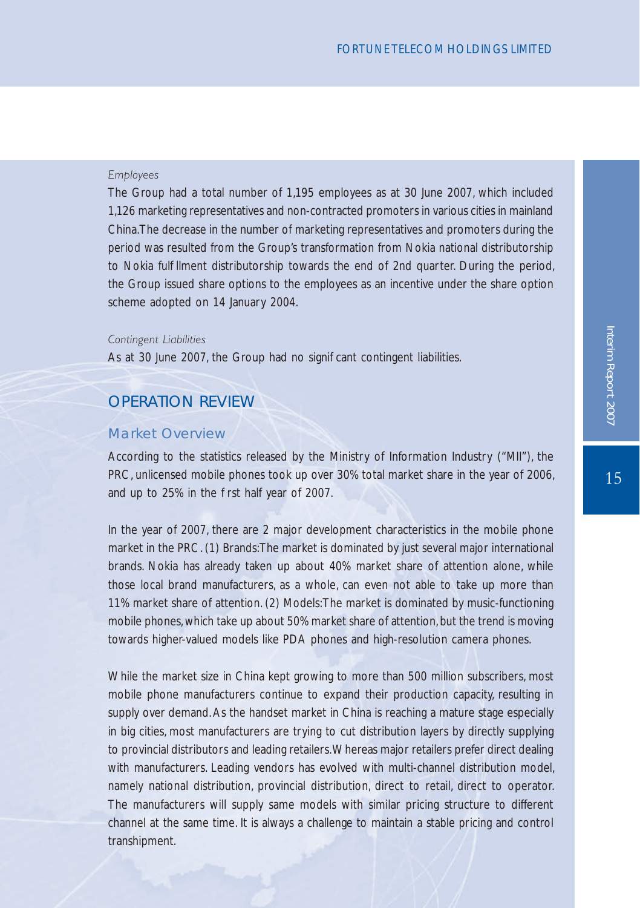*Employees*

The Group had a total number of 1,195 employees as at 30 June 2007, which included 1,126 marketing representatives and non-contracted promoters in various cities in mainland China.The decrease in the number of marketing representatives and promoters during the period was resulted from the Group's transformation from Nokia national distributorship to Nokia fulfillment distributorship towards the end of 2nd quarter. During the period, the Group issued share options to the employees as an incentive under the share option scheme adopted on 14 January 2004.

*Contingent Liabilities*

As at 30 June 2007, the Group had no significant contingent liabilities.

## OPERATION REVIEW

### Market Overview

According to the statistics released by the Ministry of Information Industry ("MII"), the PRC, unlicensed mobile phones took up over 30% total market share in the year of 2006, and up to 25% in the first half year of 2007.

In the year of 2007, there are 2 major development characteristics in the mobile phone market in the PRC. (1) Brands:The market is dominated by just several major international brands. Nokia has already taken up about 40% market share of attention alone, while those local brand manufacturers, as a whole, can even not able to take up more than 11% market share of attention. (2) Models:The market is dominated by music-functioning mobile phones, which take up about 50% market share of attention, but the trend is moving towards higher-valued models like PDA phones and high-resolution camera phones.

While the market size in China kept growing to more than 500 million subscribers, most mobile phone manufacturers continue to expand their production capacity, resulting in supply over demand. As the handset market in China is reaching a mature stage especially in big cities, most manufacturers are trying to cut distribution layers by directly supplying to provincial distributors and leading retailers.Whereas major retailers prefer direct dealing with manufacturers. Leading vendors has evolved with multi-channel distribution model, namely national distribution, provincial distribution, direct to retail, direct to operator. The manufacturers will supply same models with similar pricing structure to different channel at the same time. It is always a challenge to maintain a stable pricing and control transhipment.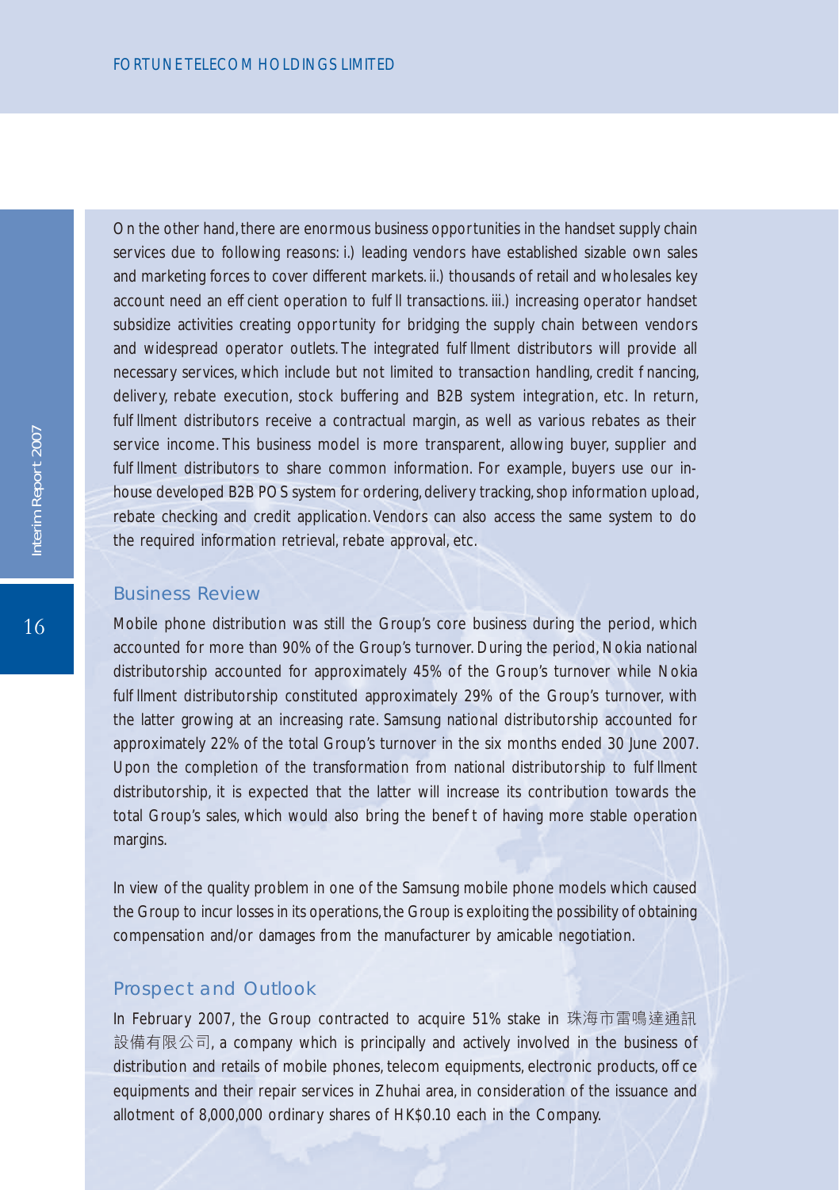On the other hand, there are enormous business opportunities in the handset supply chain services due to following reasons: i.) leading vendors have established sizable own sales and marketing forces to cover different markets. ii.) thousands of retail and wholesales key account need an efficient operation to fulfill transactions. iii.) increasing operator handset subsidize activities creating opportunity for bridging the supply chain between vendors and widespread operator outlets. The integrated fulfillment distributors will provide all necessary services, which include but not limited to transaction handling, credit financing, delivery, rebate execution, stock buffering and B2B system integration, etc. In return, fulfillment distributors receive a contractual margin, as well as various rebates as their service income. This business model is more transparent, allowing buyer, supplier and fulfillment distributors to share common information. For example, buyers use our in-house developed B2B POS system for ordering, delivery tracking, shop information upload, rebate checking and credit application. Vendors can also access the same system to do the required information retrieval, rebate approval, etc.

## Business Review

Mobile phone distribution was still the Group's core business during the period, which accounted for more than 90% of the Group's turnover. During the period, Nokia national distributorship accounted for approximately 45% of the Group's turnover while Nokia fulfillment distributorship constituted approximately 29% of the Group's turnover, with the latter growing at an increasing rate. Samsung national distributorship accounted for approximately 22% of the total Group's turnover in the six months ended 30 June 2007. Upon the completion of the transformation from national distributorship to fulfillment distributorship, it is expected that the latter will increase its contribution towards the total Group's sales, which would also bring the benefit of having more stable operation margins.

In view of the quality problem in one of the Samsung mobile phone models which caused the Group to incur losses in its operations, the Group is exploiting the possibility of obtaining compensation and/or damages from the manufacturer by amicable negotiation.

## Prospect and Outlook

In February 2007, the Group contracted to acquire 51% stake in 珠海市雷鳴達通訊設備有限公司, a company which is principally and actively involved in the business of distribution and retails of mobile phones, telecom equipments, electronic products, office equipments and their repair services in Zhuhai area, in consideration of the issuance and allotment of 8,000,000 ordinary shares of HK$0.10 each in the Company.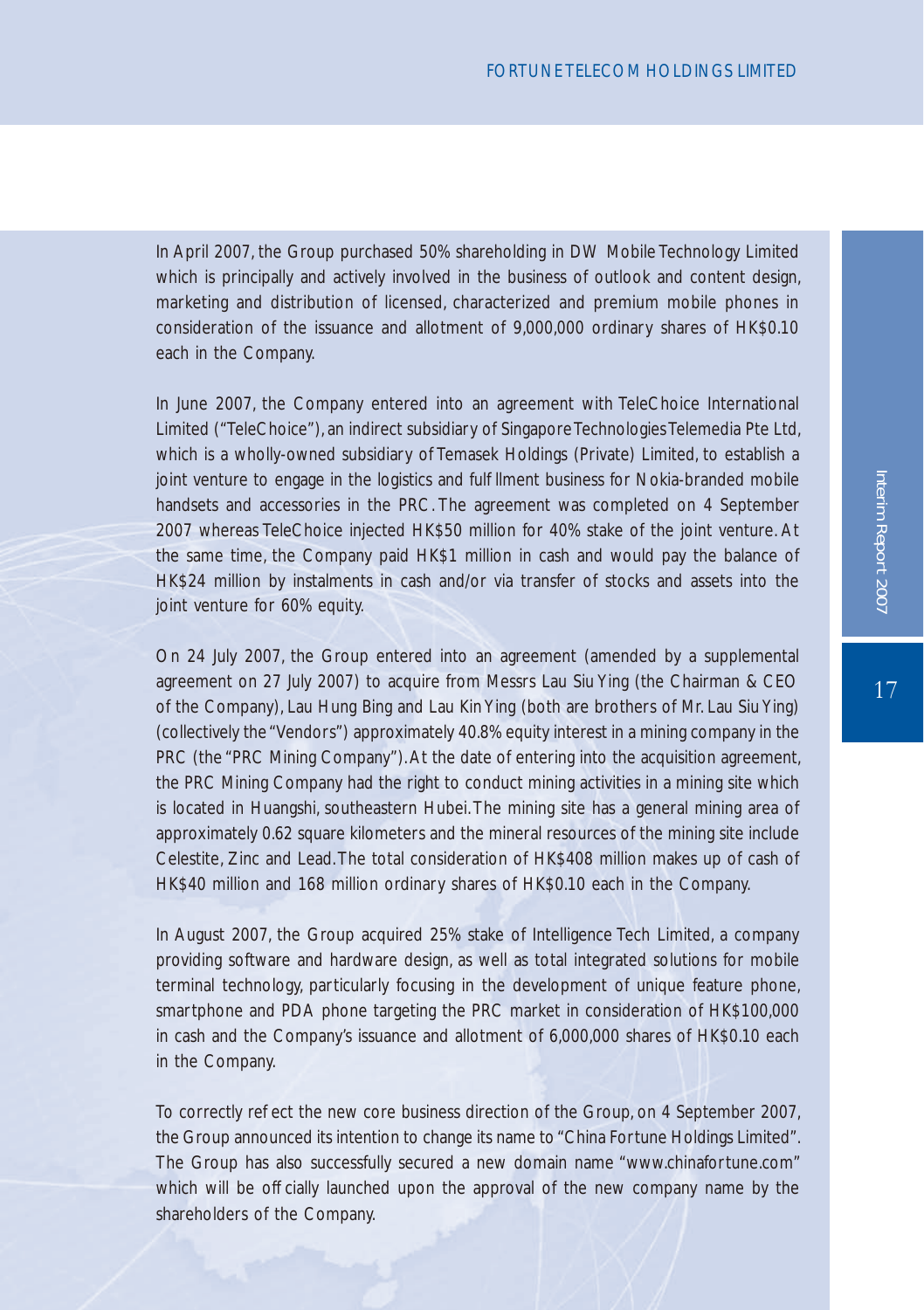In April 2007, the Group purchased 50% shareholding in DW Mobile Technology Limited which is principally and actively involved in the business of outlook and content design, marketing and distribution of licensed, characterized and premium mobile phones in consideration of the issuance and allotment of 9,000,000 ordinary shares of HK$0.10 each in the Company.

In June 2007, the Company entered into an agreement with TeleChoice International Limited ("TeleChoice"), an indirect subsidiary of Singapore Technologies Telemedia Pte Ltd, which is a wholly-owned subsidiary of Temasek Holdings (Private) Limited, to establish a joint venture to engage in the logistics and fulfillment business for Nokia-branded mobile handsets and accessories in the PRC. The agreement was completed on 4 September 2007 whereas TeleChoice injected HK$50 million for 40% stake of the joint venture. At the same time, the Company paid HK$1 million in cash and would pay the balance of HK$24 million by instalments in cash and/or via transfer of stocks and assets into the joint venture for 60% equity.

On 24 July 2007, the Group entered into an agreement (amended by a supplemental agreement on 27 July 2007) to acquire from Messrs Lau Siu Ying (the Chairman & CEO of the Company), Lau Hung Bing and Lau Kin Ying (both are brothers of Mr. Lau Siu Ying) (collectively the "Vendors") approximately 40.8% equity interest in a mining company in the PRC (the "PRC Mining Company"). At the date of entering into the acquisition agreement, the PRC Mining Company had the right to conduct mining activities in a mining site which is located in Huangshi, southeastern Hubei. The mining site has a general mining area of approximately 0.62 square kilometers and the mineral resources of the mining site include Celestite, Zinc and Lead. The total consideration of HK$408 million makes up of cash of HK$40 million and 168 million ordinary shares of HK$0.10 each in the Company.

In August 2007, the Group acquired 25% stake of Intelligence Tech Limited, a company providing software and hardware design, as well as total integrated solutions for mobile terminal technology, particularly focusing in the development of unique feature phone, smartphone and PDA phone targeting the PRC market in consideration of HK$100,000 in cash and the Company's issuance and allotment of 6,000,000 shares of HK$0.10 each in the Company.

To correctly reflect the new core business direction of the Group, on 4 September 2007, the Group announced its intention to change its name to "China Fortune Holdings Limited". The Group has also successfully secured a new domain name "www.chinafortune.com" which will be officially launched upon the approval of the new company name by the shareholders of the Company.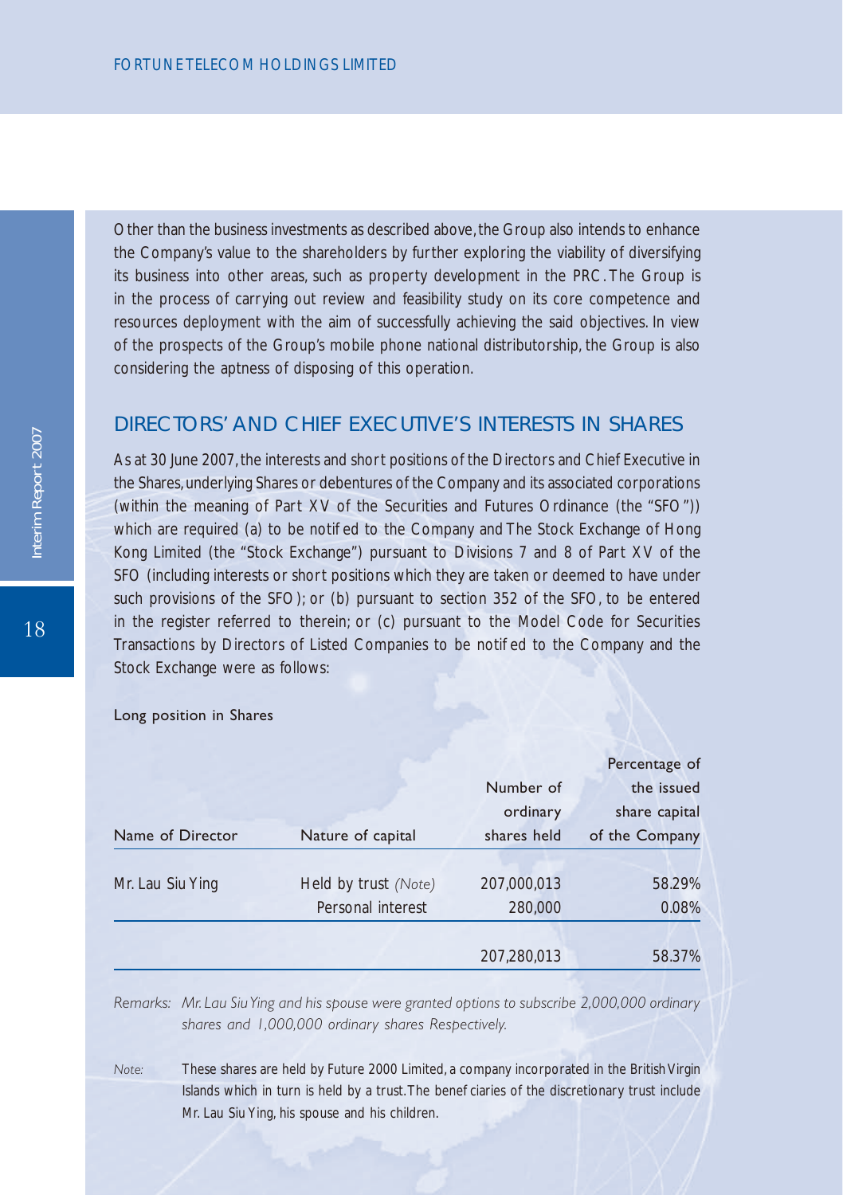Other than the business investments as described above, the Group also intends to enhance the Company's value to the shareholders by further exploring the viability of diversifying its business into other areas, such as property development in the PRC. The Group is in the process of carrying out review and feasibility study on its core competence and resources deployment with the aim of successfully achieving the said objectives. In view of the prospects of the Group's mobile phone national distributorship, the Group is also considering the aptness of disposing of this operation.

## DIRECTORS' AND CHIEF EXECUTIVE'S INTERESTS IN SHARES

As at 30 June 2007, the interests and short positions of the Directors and Chief Executive in the Shares, underlying Shares or debentures of the Company and its associated corporations (within the meaning of Part XV of the Securities and Futures Ordinance (the "SFO")) which are required (a) to be notified to the Company and The Stock Exchange of Hong Kong Limited (the "Stock Exchange") pursuant to Divisions 7 and 8 of Part XV of the SFO (including interests or short positions which they are taken or deemed to have under such provisions of the SFO); or (b) pursuant to section 352 of the SFO, to be entered in the register referred to therein; or (c) pursuant to the Model Code for Securities Transactions by Directors of Listed Companies to be notified to the Company and the Stock Exchange were as follows:

Long position in Shares

| Name of Director | Nature of capital | Number of ordinary shares held | Percentage of the issued share capital of the Company |
|---|---|---|---|
| Mr. Lau Siu Ying | Held by trust *(Note)* | 207,000,013 | 58.29% |
| | Personal interest | 280,000 | 0.08% |
| | | 207,280,013 | 58.37% |

*Remarks: Mr. Lau Siu Ying and his spouse were granted options to subscribe 2,000,000 ordinary shares and 1,000,000 ordinary shares Respectively.*

*Note:* These shares are held by Future 2000 Limited, a company incorporated in the British Virgin Islands which in turn is held by a trust. The beneficiaries of the discretionary trust include Mr. Lau Siu Ying, his spouse and his children.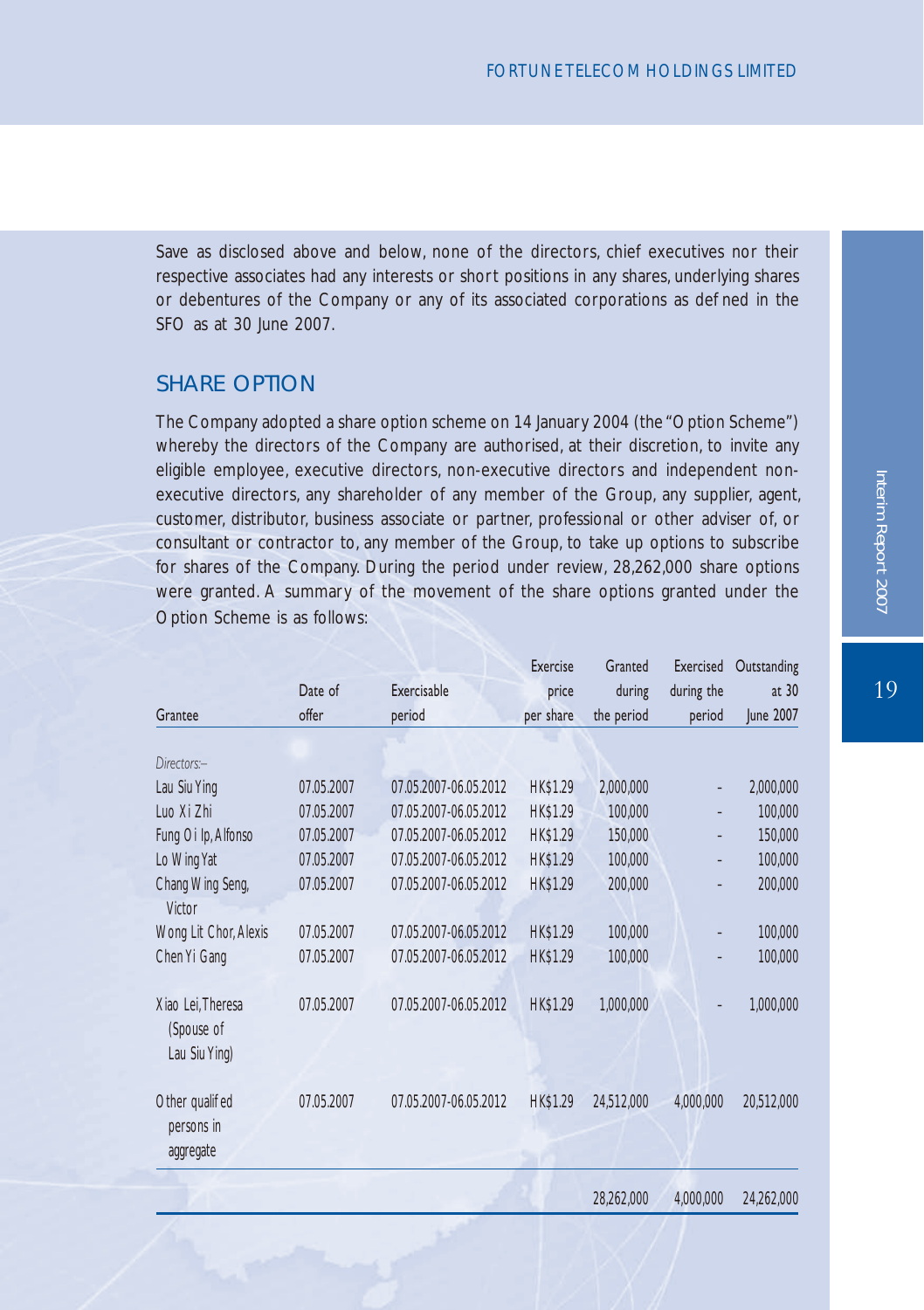Save as disclosed above and below, none of the directors, chief executives nor their respective associates had any interests or short positions in any shares, underlying shares or debentures of the Company or any of its associated corporations as defined in the SFO as at 30 June 2007.

## SHARE OPTION

The Company adopted a share option scheme on 14 January 2004 (the "Option Scheme") whereby the directors of the Company are authorised, at their discretion, to invite any eligible employee, executive directors, non-executive directors and independent non-executive directors, any shareholder of any member of the Group, any supplier, agent, customer, distributor, business associate or partner, professional or other adviser of, or consultant or contractor to, any member of the Group, to take up options to subscribe for shares of the Company. During the period under review, 28,262,000 share options were granted. A summary of the movement of the share options granted under the Option Scheme is as follows:

| Grantee | Date of offer | Exercisable period | Exercise price per share | Granted during the period | Exercised during the period | Outstanding at 30 June 2007 |
|---|---|---|---|---|---|---|
| *Directors:–* | | | | | | |
| Lau Siu Ying | 07.05.2007 | 07.05.2007-06.05.2012 | HK$1.29 | 2,000,000 | - | 2,000,000 |
| Luo Xi Zhi | 07.05.2007 | 07.05.2007-06.05.2012 | HK$1.29 | 100,000 | - | 100,000 |
| Fung Oi Ip, Alfonso | 07.05.2007 | 07.05.2007-06.05.2012 | HK$1.29 | 150,000 | - | 150,000 |
| Lo Wing Yat | 07.05.2007 | 07.05.2007-06.05.2012 | HK$1.29 | 100,000 | - | 100,000 |
| Chang Wing Seng, Victor | 07.05.2007 | 07.05.2007-06.05.2012 | HK$1.29 | 200,000 | - | 200,000 |
| Wong Lit Chor, Alexis | 07.05.2007 | 07.05.2007-06.05.2012 | HK$1.29 | 100,000 | - | 100,000 |
| Chen Yi Gang | 07.05.2007 | 07.05.2007-06.05.2012 | HK$1.29 | 100,000 | - | 100,000 |
| Xiao Lei, Theresa (Spouse of Lau Siu Ying) | 07.05.2007 | 07.05.2007-06.05.2012 | HK$1.29 | 1,000,000 | - | 1,000,000 |
| Other qualified persons in aggregate | 07.05.2007 | 07.05.2007-06.05.2012 | HK$1.29 | 24,512,000 | 4,000,000 | 20,512,000 |
| | | | | 28,262,000 | 4,000,000 | 24,262,000 |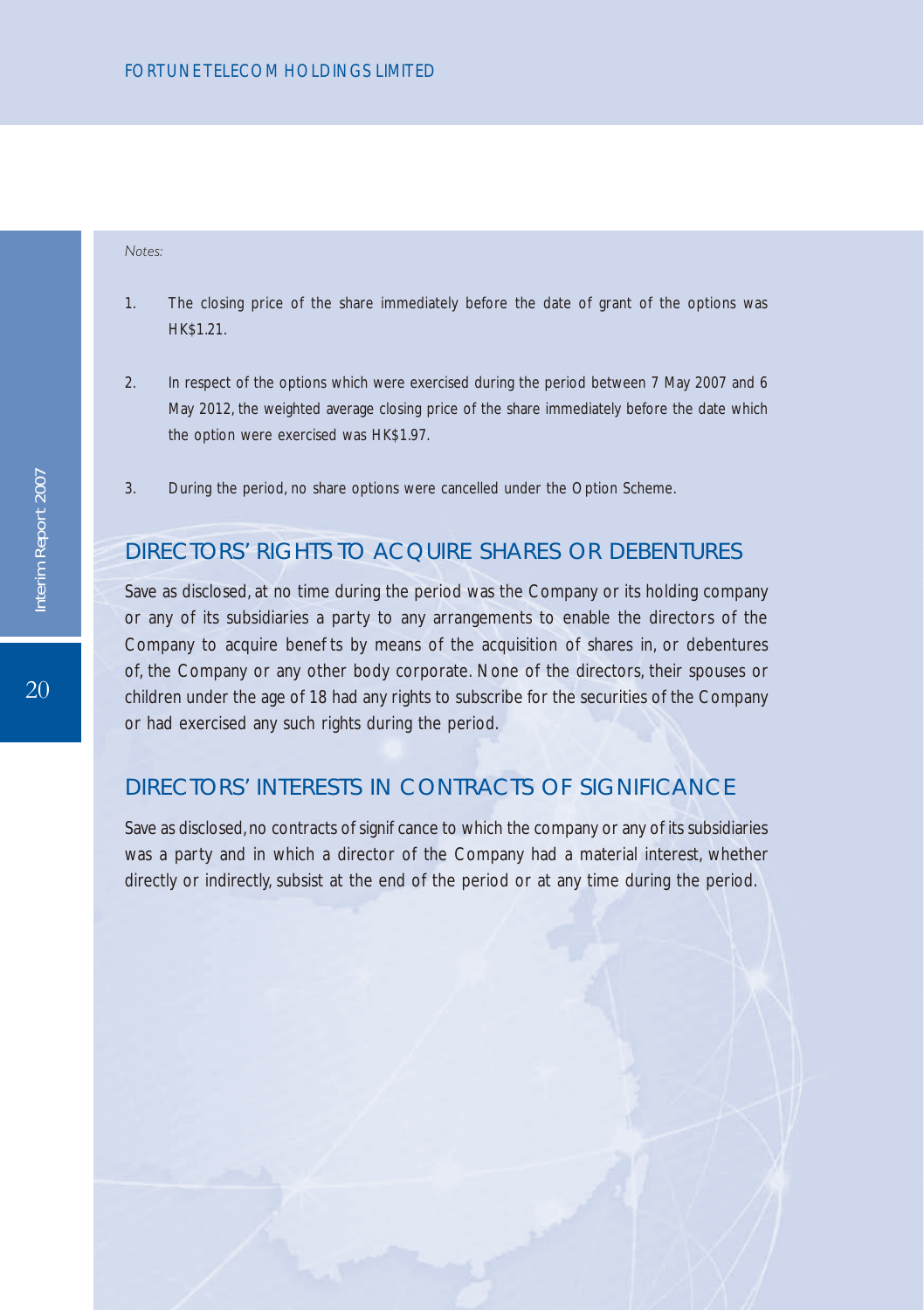*Notes:*

1. The closing price of the share immediately before the date of grant of the options was HK$1.21.

2. In respect of the options which were exercised during the period between 7 May 2007 and 6 May 2012, the weighted average closing price of the share immediately before the date which the option were exercised was HK$1.97.

3. During the period, no share options were cancelled under the Option Scheme.

## DIRECTORS' RIGHTS TO ACQUIRE SHARES OR DEBENTURES

Save as disclosed, at no time during the period was the Company or its holding company or any of its subsidiaries a party to any arrangements to enable the directors of the Company to acquire benefits by means of the acquisition of shares in, or debentures of, the Company or any other body corporate. None of the directors, their spouses or children under the age of 18 had any rights to subscribe for the securities of the Company or had exercised any such rights during the period.

## DIRECTORS' INTERESTS IN CONTRACTS OF SIGNIFICANCE

Save as disclosed, no contracts of significance to which the company or any of its subsidiaries was a party and in which a director of the Company had a material interest, whether directly or indirectly, subsist at the end of the period or at any time during the period.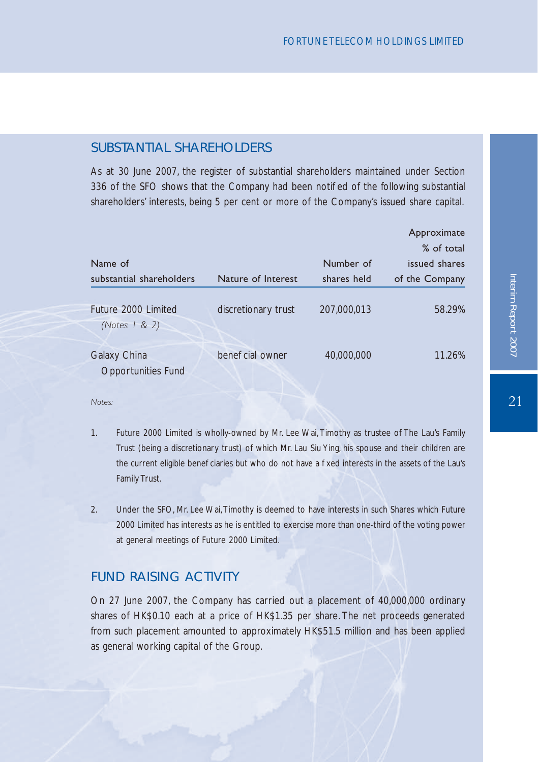## SUBSTANTIAL SHAREHOLDERS

As at 30 June 2007, the register of substantial shareholders maintained under Section 336 of the SFO shows that the Company had been notified of the following substantial shareholders' interests, being 5 per cent or more of the Company's issued share capital.

| Name of substantial shareholders | Nature of Interest | Number of shares held | Approximate % of total issued shares of the Company |
|---|---|---|---|
| Future 2000 Limited *(Notes 1 & 2)* | discretionary trust | 207,000,013 | 58.29% |
| Galaxy China Opportunities Fund | beneficial owner | 40,000,000 | 11.26% |

*Notes:*

1. Future 2000 Limited is wholly-owned by Mr. Lee Wai, Timothy as trustee of The Lau's Family Trust (being a discretionary trust) of which Mr. Lau Siu Ying, his spouse and their children are the current eligible beneficiaries but who do not have a fixed interests in the assets of the Lau's Family Trust.

2. Under the SFO, Mr. Lee Wai, Timothy is deemed to have interests in such Shares which Future 2000 Limited has interests as he is entitled to exercise more than one-third of the voting power at general meetings of Future 2000 Limited.

## FUND RAISING ACTIVITY

On 27 June 2007, the Company has carried out a placement of 40,000,000 ordinary shares of HK$0.10 each at a price of HK$1.35 per share. The net proceeds generated from such placement amounted to approximately HK$51.5 million and has been applied as general working capital of the Group.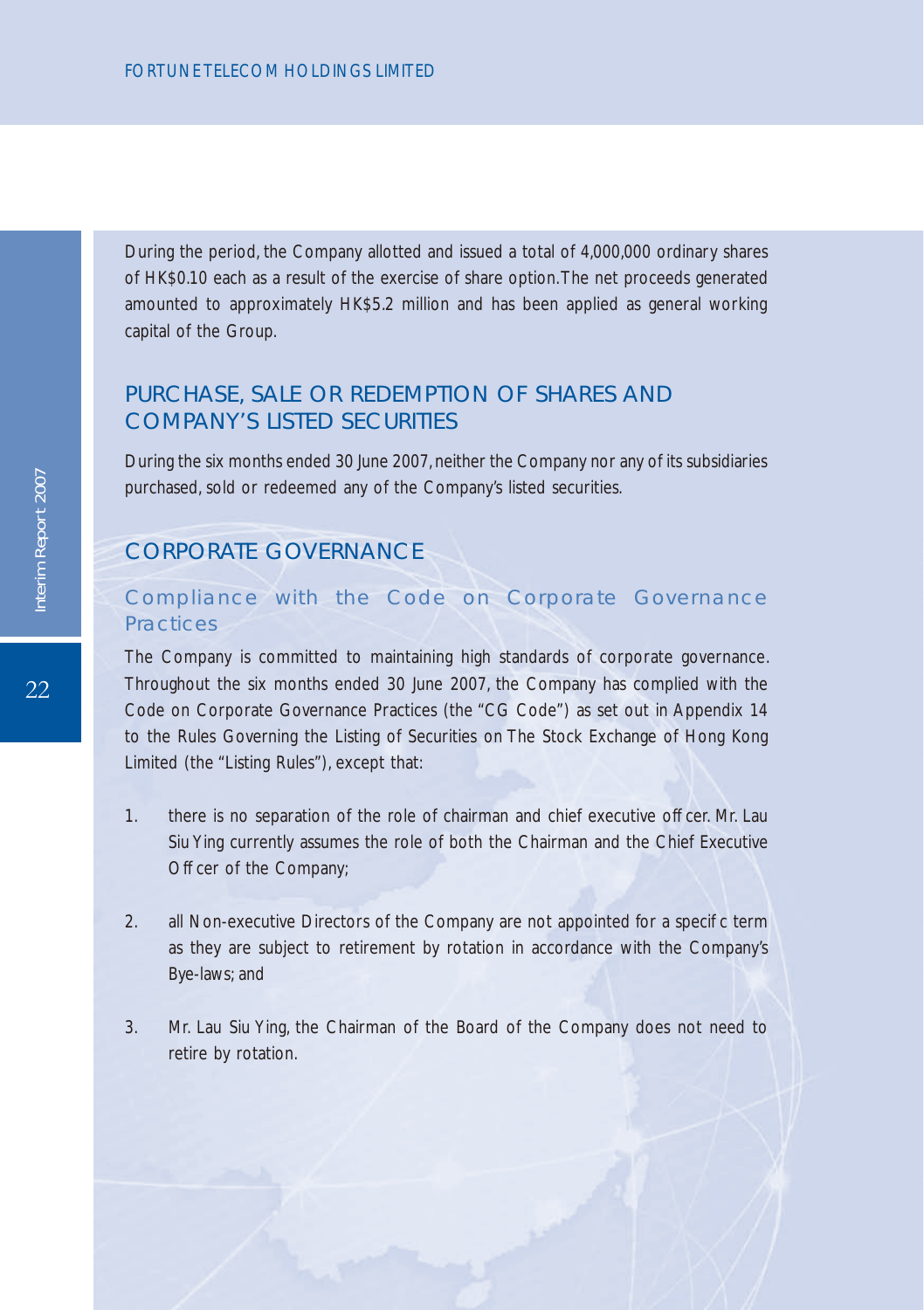During the period, the Company allotted and issued a total of 4,000,000 ordinary shares of HK$0.10 each as a result of the exercise of share option. The net proceeds generated amounted to approximately HK$5.2 million and has been applied as general working capital of the Group.

## PURCHASE, SALE OR REDEMPTION OF SHARES AND COMPANY'S LISTED SECURITIES

During the six months ended 30 June 2007, neither the Company nor any of its subsidiaries purchased, sold or redeemed any of the Company's listed securities.

## CORPORATE GOVERNANCE

### Compliance with the Code on Corporate Governance Practices

The Company is committed to maintaining high standards of corporate governance. Throughout the six months ended 30 June 2007, the Company has complied with the Code on Corporate Governance Practices (the "CG Code") as set out in Appendix 14 to the Rules Governing the Listing of Securities on The Stock Exchange of Hong Kong Limited (the "Listing Rules"), except that:

1. there is no separation of the role of chairman and chief executive officer. Mr. Lau Siu Ying currently assumes the role of both the Chairman and the Chief Executive Officer of the Company;

2. all Non-executive Directors of the Company are not appointed for a specific term as they are subject to retirement by rotation in accordance with the Company's Bye-laws; and

3. Mr. Lau Siu Ying, the Chairman of the Board of the Company does not need to retire by rotation.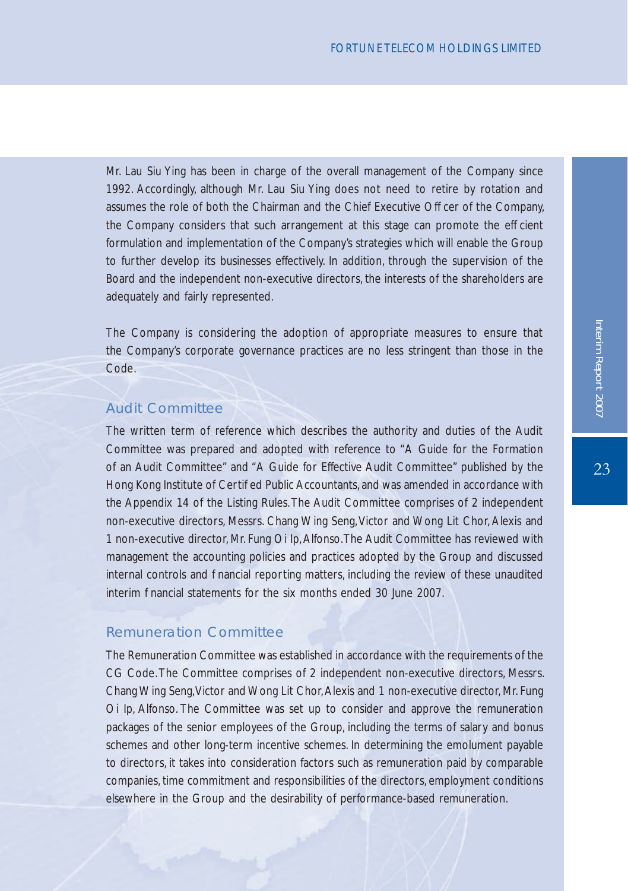Mr. Lau Siu Ying has been in charge of the overall management of the Company since 1992. Accordingly, although Mr. Lau Siu Ying does not need to retire by rotation and assumes the role of both the Chairman and the Chief Executive Officer of the Company, the Company considers that such arrangement at this stage can promote the efficient formulation and implementation of the Company's strategies which will enable the Group to further develop its businesses effectively. In addition, through the supervision of the Board and the independent non-executive directors, the interests of the shareholders are adequately and fairly represented.

The Company is considering the adoption of appropriate measures to ensure that the Company's corporate governance practices are no less stringent than those in the Code.

## Audit Committee

The written term of reference which describes the authority and duties of the Audit Committee was prepared and adopted with reference to "A Guide for the Formation of an Audit Committee" and "A Guide for Effective Audit Committee" published by the Hong Kong Institute of Certified Public Accountants, and was amended in accordance with the Appendix 14 of the Listing Rules. The Audit Committee comprises of 2 independent non-executive directors, Messrs. Chang Wing Seng, Victor and Wong Lit Chor, Alexis and 1 non-executive director, Mr. Fung Oi Ip, Alfonso. The Audit Committee has reviewed with management the accounting policies and practices adopted by the Group and discussed internal controls and financial reporting matters, including the review of these unaudited interim financial statements for the six months ended 30 June 2007.

## Remuneration Committee

The Remuneration Committee was established in accordance with the requirements of the CG Code. The Committee comprises of 2 independent non-executive directors, Messrs. Chang Wing Seng, Victor and Wong Lit Chor, Alexis and 1 non-executive director, Mr. Fung Oi Ip, Alfonso. The Committee was set up to consider and approve the remuneration packages of the senior employees of the Group, including the terms of salary and bonus schemes and other long-term incentive schemes. In determining the emolument payable to directors, it takes into consideration factors such as remuneration paid by comparable companies, time commitment and responsibilities of the directors, employment conditions elsewhere in the Group and the desirability of performance-based remuneration.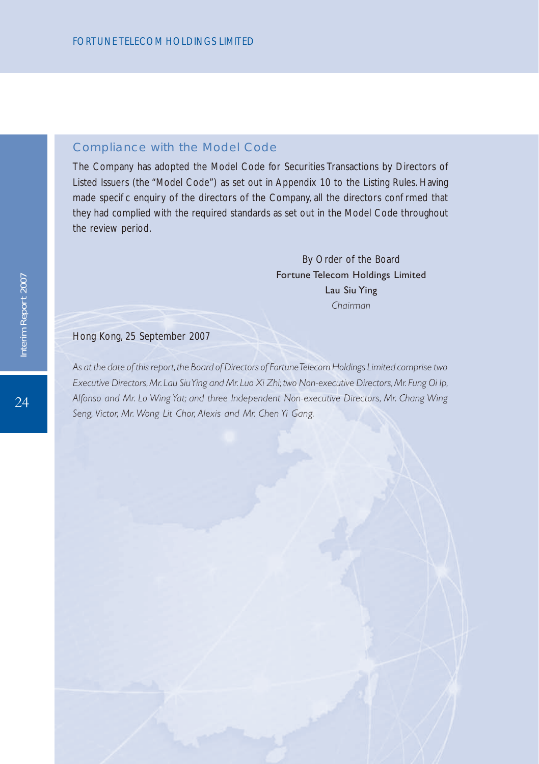## Compliance with the Model Code

The Company has adopted the Model Code for Securities Transactions by Directors of Listed Issuers (the "Model Code") as set out in Appendix 10 to the Listing Rules. Having made specific enquiry of the directors of the Company, all the directors confirmed that they had complied with the required standards as set out in the Model Code throughout the review period.

By Order of the Board
**Fortune Telecom Holdings Limited**
**Lau Siu Ying**
*Chairman*

Hong Kong, 25 September 2007

*As at the date of this report, the Board of Directors of Fortune Telecom Holdings Limited comprise two Executive Directors, Mr. Lau Siu Ying and Mr. Luo Xi Zhi; two Non-executive Directors, Mr. Fung Oi Ip, Alfonso and Mr. Lo Wing Yat; and three Independent Non-executive Directors, Mr. Chang Wing Seng, Victor, Mr. Wong Lit Chor, Alexis and Mr. Chen Yi Gang.*